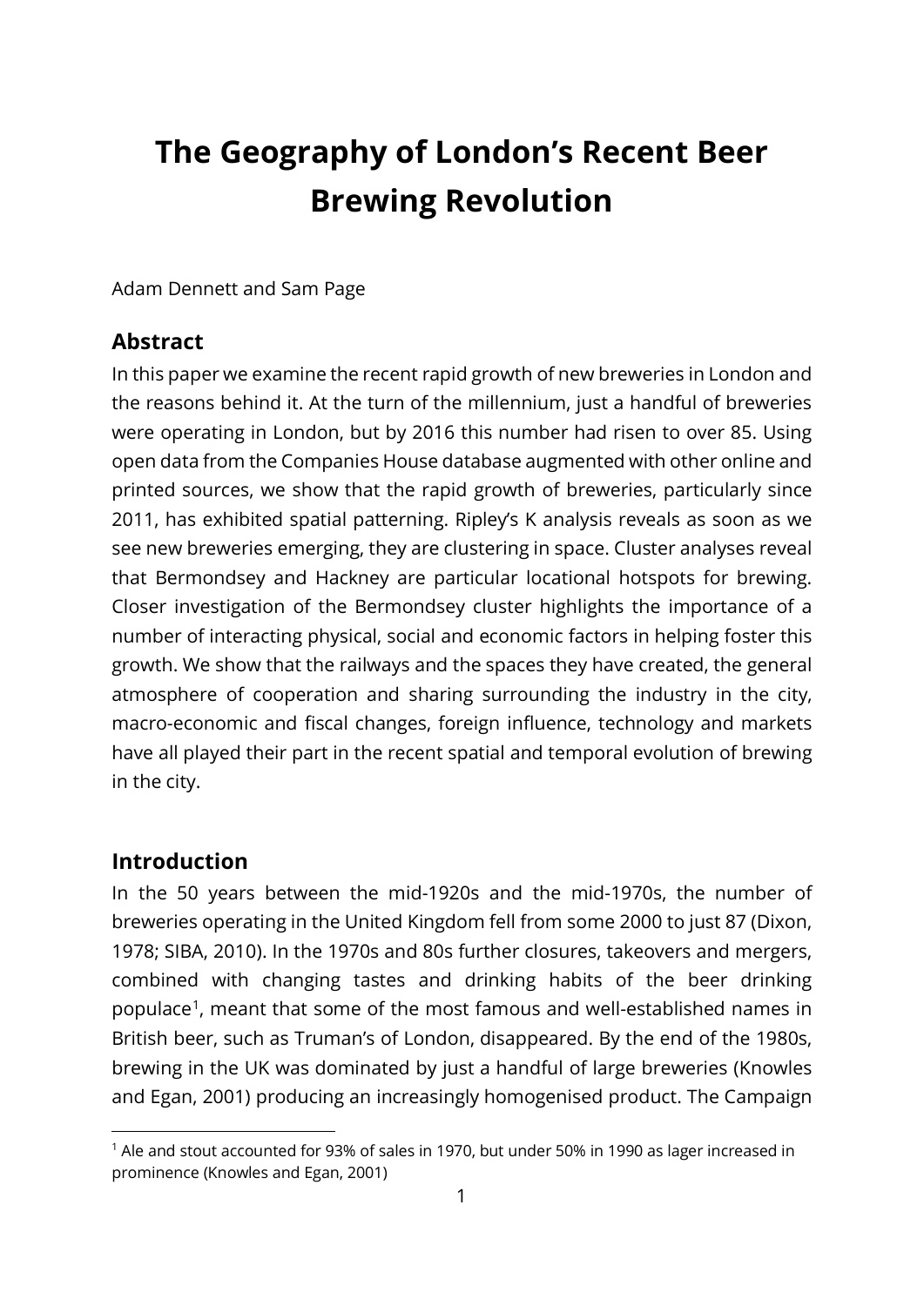# The Geography of London's Recent Beer Brewing Revolution

Adam Dennett and Sam Page

## Abstract

In this paper we examine the recent rapid growth of new breweries in London and the reasons behind it. At the turn of the millennium, just a handful of breweries were operating in London, but by 2016 this number had risen to over 85. Using open data from the Companies House database augmented with other online and printed sources, we show that the rapid growth of breweries, particularly since 2011, has exhibited spatial patterning. Ripley's K analysis reveals as soon as we see new breweries emerging, they are clustering in space. Cluster analyses reveal that Bermondsey and Hackney are particular locational hotspots for brewing. Closer investigation of the Bermondsey cluster highlights the importance of a number of interacting physical, social and economic factors in helping foster this growth. We show that the railways and the spaces they have created, the general atmosphere of cooperation and sharing surrounding the industry in the city, macro-economic and fiscal changes, foreign influence, technology and markets have all played their part in the recent spatial and temporal evolution of brewing in the city.

## Introduction

In the 50 years between the mid-1920s and the mid-1970s, the number of breweries operating in the United Kingdom fell from some 2000 to just 87 (Dixon, 1978; SIBA, 2010). In the 1970s and 80s further closures, takeovers and mergers, combined with changing tastes and drinking habits of the beer drinking populace[1], meant that some of the most famous and well-established names in British beer, such as Truman's of London, disappeared. By the end of the 1980s, brewing in the UK was dominated by just a handful of large breweries (Knowles and Egan, 2001) producing an increasingly homogenised product. The Campaign

[1] Ale and stout accounted for 93% of sales in 1970, but under 50% in 1990 as lager increased in prominence (Knowles and Egan, 2001)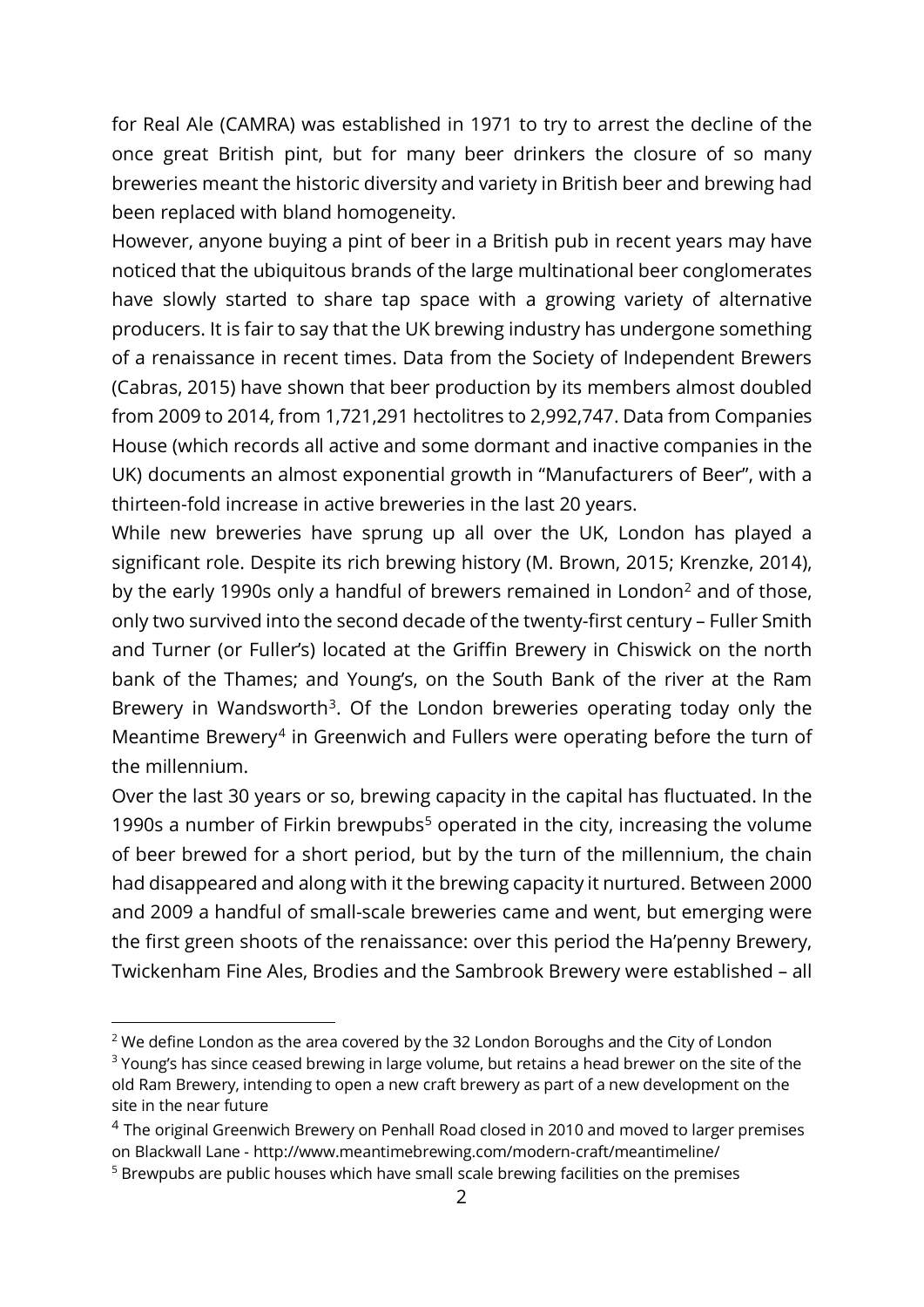for Real Ale (CAMRA) was established in 1971 to try to arrest the decline of the once great British pint, but for many beer drinkers the closure of so many breweries meant the historic diversity and variety in British beer and brewing had been replaced with bland homogeneity.

However, anyone buying a pint of beer in a British pub in recent years may have noticed that the ubiquitous brands of the large multinational beer conglomerates have slowly started to share tap space with a growing variety of alternative producers. It is fair to say that the UK brewing industry has undergone something of a renaissance in recent times. Data from the Society of Independent Brewers (Cabras, 2015) have shown that beer production by its members almost doubled from 2009 to 2014, from 1,721,291 hectolitres to 2,992,747. Data from Companies House (which records all active and some dormant and inactive companies in the UK) documents an almost exponential growth in "Manufacturers of Beer", with a thirteen-fold increase in active breweries in the last 20 years.

While new breweries have sprung up all over the UK, London has played a significant role. Despite its rich brewing history (M. Brown, 2015; Krenzke, 2014), by the early 1990s only a handful of brewers remained in London[2] and of those, only two survived into the second decade of the twenty-first century – Fuller Smith and Turner (or Fuller's) located at the Griffin Brewery in Chiswick on the north bank of the Thames; and Young's, on the South Bank of the river at the Ram Brewery in Wandsworth[3]. Of the London breweries operating today only the Meantime Brewery[4] in Greenwich and Fullers were operating before the turn of the millennium.

Over the last 30 years or so, brewing capacity in the capital has fluctuated. In the 1990s a number of Firkin brewpubs[5] operated in the city, increasing the volume of beer brewed for a short period, but by the turn of the millennium, the chain had disappeared and along with it the brewing capacity it nurtured. Between 2000 and 2009 a handful of small-scale breweries came and went, but emerging were the first green shoots of the renaissance: over this period the Ha'penny Brewery, Twickenham Fine Ales, Brodies and the Sambrook Brewery were established – all

---

[2] We define London as the area covered by the 32 London Boroughs and the City of London

[3] Young's has since ceased brewing in large volume, but retains a head brewer on the site of the old Ram Brewery, intending to open a new craft brewery as part of a new development on the site in the near future

[4] The original Greenwich Brewery on Penhall Road closed in 2010 and moved to larger premises on Blackwall Lane - http://www.meantimebrewing.com/modern-craft/meantimeline/

[5] Brewpubs are public houses which have small scale brewing facilities on the premises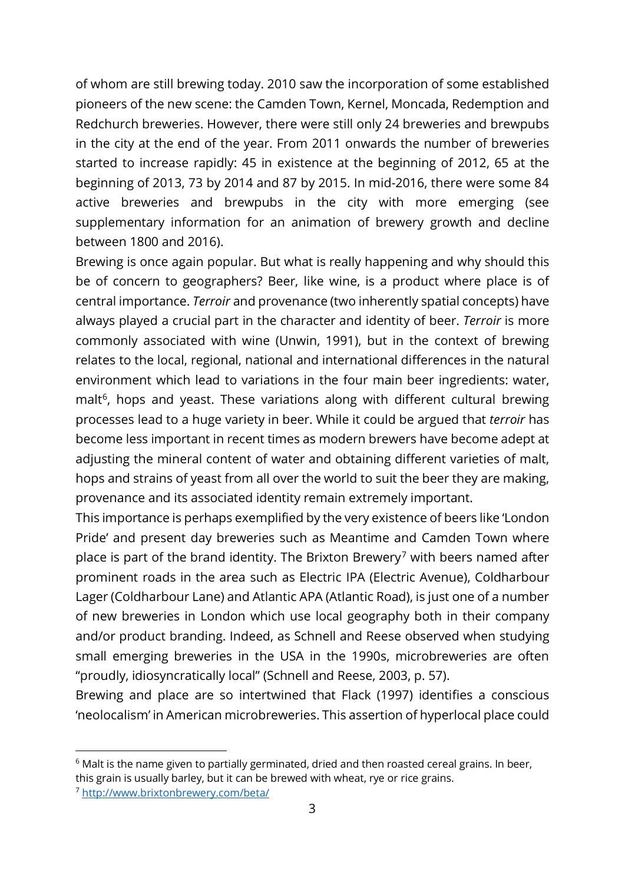of whom are still brewing today. 2010 saw the incorporation of some established pioneers of the new scene: the Camden Town, Kernel, Moncada, Redemption and Redchurch breweries. However, there were still only 24 breweries and brewpubs in the city at the end of the year. From 2011 onwards the number of breweries started to increase rapidly: 45 in existence at the beginning of 2012, 65 at the beginning of 2013, 73 by 2014 and 87 by 2015. In mid-2016, there were some 84 active breweries and brewpubs in the city with more emerging (see supplementary information for an animation of brewery growth and decline between 1800 and 2016).

Brewing is once again popular. But what is really happening and why should this be of concern to geographers? Beer, like wine, is a product where place is of central importance. *Terroir* and provenance (two inherently spatial concepts) have always played a crucial part in the character and identity of beer. *Terroir* is more commonly associated with wine (Unwin, 1991), but in the context of brewing relates to the local, regional, national and international differences in the natural environment which lead to variations in the four main beer ingredients: water, malt[6], hops and yeast. These variations along with different cultural brewing processes lead to a huge variety in beer. While it could be argued that *terroir* has become less important in recent times as modern brewers have become adept at adjusting the mineral content of water and obtaining different varieties of malt, hops and strains of yeast from all over the world to suit the beer they are making, provenance and its associated identity remain extremely important.

This importance is perhaps exemplified by the very existence of beers like 'London Pride' and present day breweries such as Meantime and Camden Town where place is part of the brand identity. The Brixton Brewery[7] with beers named after prominent roads in the area such as Electric IPA (Electric Avenue), Coldharbour Lager (Coldharbour Lane) and Atlantic APA (Atlantic Road), is just one of a number of new breweries in London which use local geography both in their company and/or product branding. Indeed, as Schnell and Reese observed when studying small emerging breweries in the USA in the 1990s, microbreweries are often "proudly, idiosyncratically local" (Schnell and Reese, 2003, p. 57).

Brewing and place are so intertwined that Flack (1997) identifies a conscious 'neolocalism' in American microbreweries. This assertion of hyperlocal place could

---

[6] Malt is the name given to partially germinated, dried and then roasted cereal grains. In beer, this grain is usually barley, but it can be brewed with wheat, rye or rice grains.

[7] http://www.brixtonbrewery.com/beta/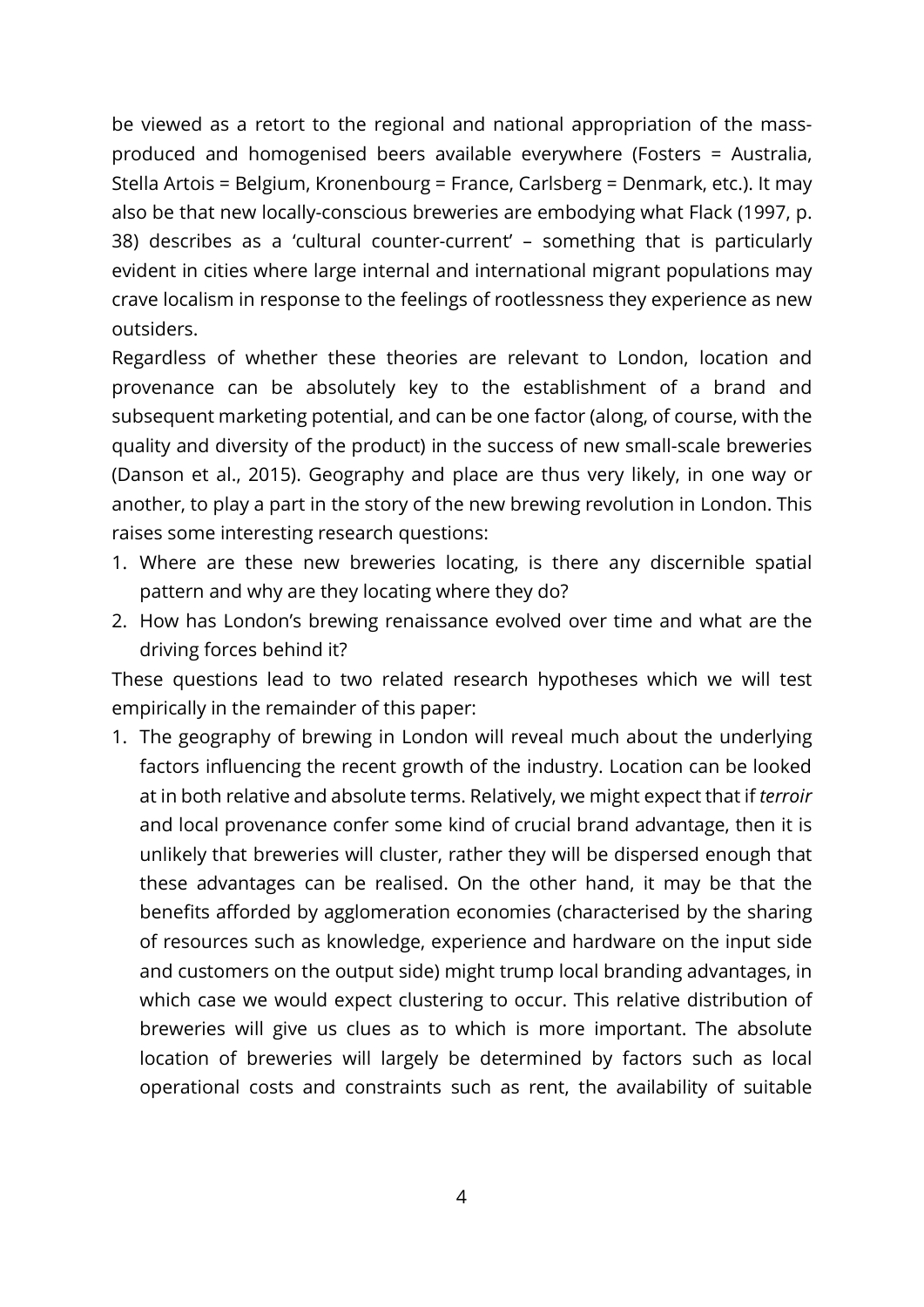be viewed as a retort to the regional and national appropriation of the mass-produced and homogenised beers available everywhere (Fosters = Australia, Stella Artois = Belgium, Kronenbourg = France, Carlsberg = Denmark, etc.). It may also be that new locally-conscious breweries are embodying what Flack (1997, p. 38) describes as a 'cultural counter-current' – something that is particularly evident in cities where large internal and international migrant populations may crave localism in response to the feelings of rootlessness they experience as new outsiders.

Regardless of whether these theories are relevant to London, location and provenance can be absolutely key to the establishment of a brand and subsequent marketing potential, and can be one factor (along, of course, with the quality and diversity of the product) in the success of new small-scale breweries (Danson et al., 2015). Geography and place are thus very likely, in one way or another, to play a part in the story of the new brewing revolution in London. This raises some interesting research questions:

1. Where are these new breweries locating, is there any discernible spatial pattern and why are they locating where they do?
2. How has London's brewing renaissance evolved over time and what are the driving forces behind it?

These questions lead to two related research hypotheses which we will test empirically in the remainder of this paper:

1. The geography of brewing in London will reveal much about the underlying factors influencing the recent growth of the industry. Location can be looked at in both relative and absolute terms. Relatively, we might expect that if *terroir* and local provenance confer some kind of crucial brand advantage, then it is unlikely that breweries will cluster, rather they will be dispersed enough that these advantages can be realised. On the other hand, it may be that the benefits afforded by agglomeration economies (characterised by the sharing of resources such as knowledge, experience and hardware on the input side and customers on the output side) might trump local branding advantages, in which case we would expect clustering to occur. This relative distribution of breweries will give us clues as to which is more important. The absolute location of breweries will largely be determined by factors such as local operational costs and constraints such as rent, the availability of suitable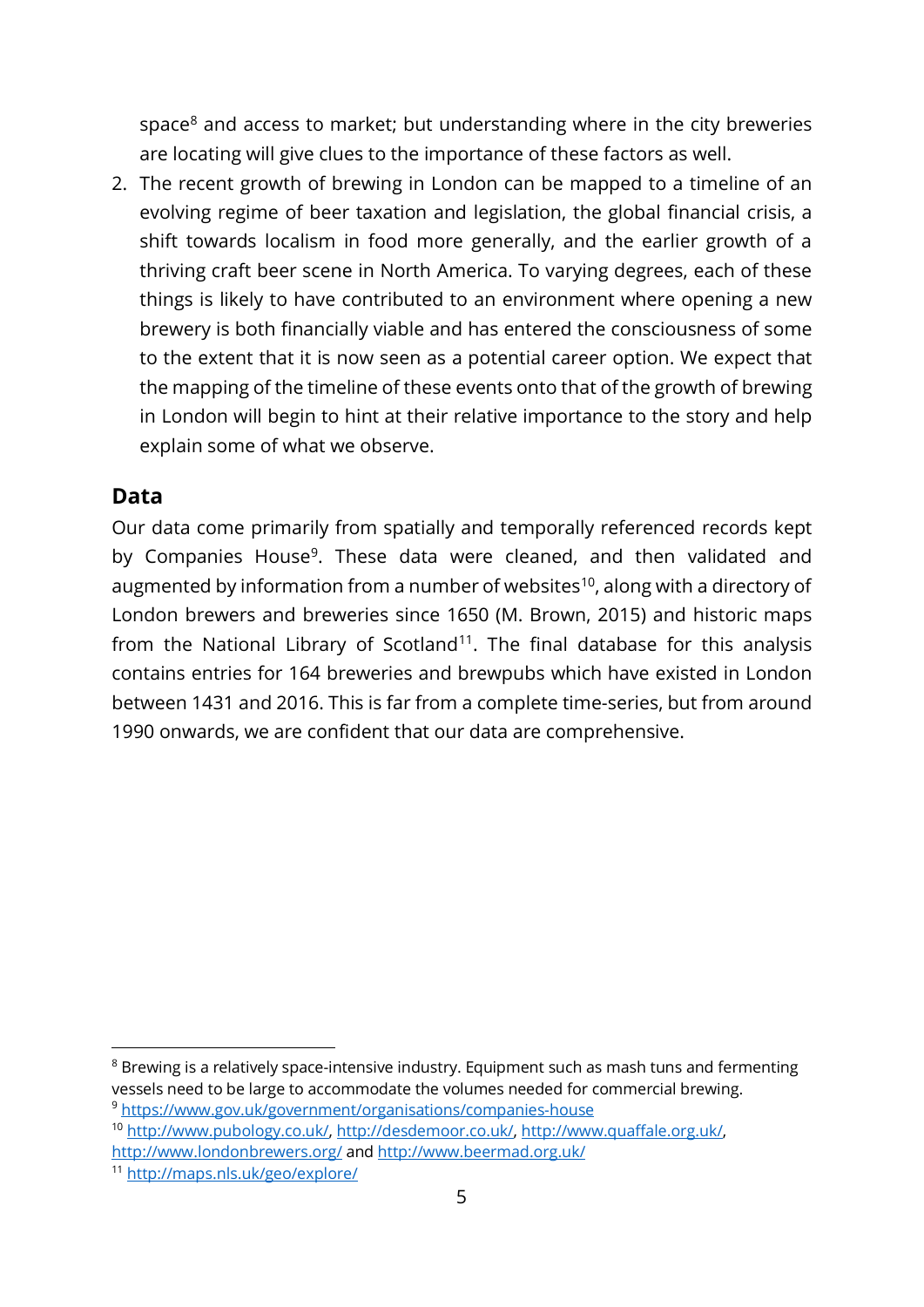space[8] and access to market; but understanding where in the city breweries are locating will give clues to the importance of these factors as well.

2. The recent growth of brewing in London can be mapped to a timeline of an evolving regime of beer taxation and legislation, the global financial crisis, a shift towards localism in food more generally, and the earlier growth of a thriving craft beer scene in North America. To varying degrees, each of these things is likely to have contributed to an environment where opening a new brewery is both financially viable and has entered the consciousness of some to the extent that it is now seen as a potential career option. We expect that the mapping of the timeline of these events onto that of the growth of brewing in London will begin to hint at their relative importance to the story and help explain some of what we observe.

## Data

Our data come primarily from spatially and temporally referenced records kept by Companies House[9]. These data were cleaned, and then validated and augmented by information from a number of websites[10], along with a directory of London brewers and breweries since 1650 (M. Brown, 2015) and historic maps from the National Library of Scotland[11]. The final database for this analysis contains entries for 164 breweries and brewpubs which have existed in London between 1431 and 2016. This is far from a complete time-series, but from around 1990 onwards, we are confident that our data are comprehensive.

---

[8] Brewing is a relatively space-intensive industry. Equipment such as mash tuns and fermenting vessels need to be large to accommodate the volumes needed for commercial brewing.

[9] https://www.gov.uk/government/organisations/companies-house

[10] http://www.pubology.co.uk/, http://desdemoor.co.uk/, http://www.quaffale.org.uk/, http://www.londonbrewers.org/ and http://www.beermad.org.uk/

[11] http://maps.nls.uk/geo/explore/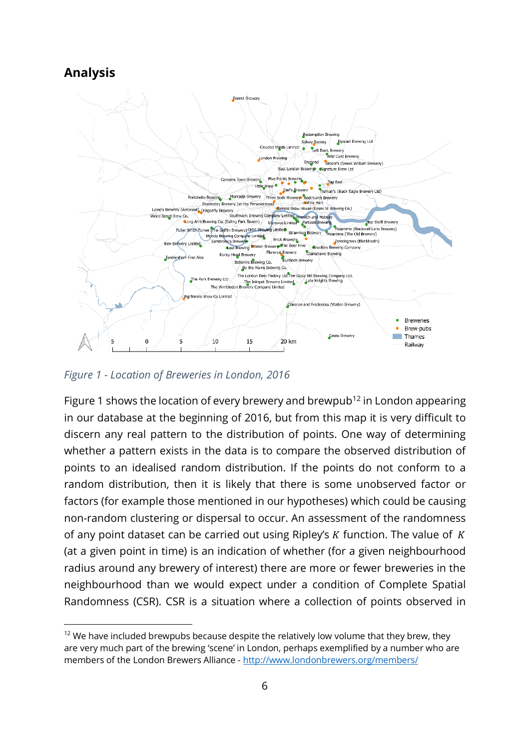## Analysis

*Figure 1 - Location of Breweries in London, 2016*

Figure 1 shows the location of every brewery and brewpub[12] in London appearing in our database at the beginning of 2016, but from this map it is very difficult to discern any real pattern to the distribution of points. One way of determining whether a pattern exists in the data is to compare the observed distribution of points to an idealised random distribution. If the points do not conform to a random distribution, then it is likely that there is some unobserved factor or factors (for example those mentioned in our hypotheses) which could be causing non-random clustering or dispersal to occur. An assessment of the randomness of any point dataset can be carried out using Ripley's $K$ function. The value of $K$ (at a given point in time) is an indication of whether (for a given neighbourhood radius around any brewery of interest) there are more or fewer breweries in the neighbourhood than we would expect under a condition of Complete Spatial Randomness (CSR). CSR is a situation where a collection of points observed in

[12] We have included brewpubs because despite the relatively low volume that they brew, they are very much part of the brewing 'scene' in London, perhaps exemplified by a number who are members of the London Brewers Alliance - http://www.londonbrewers.org/members/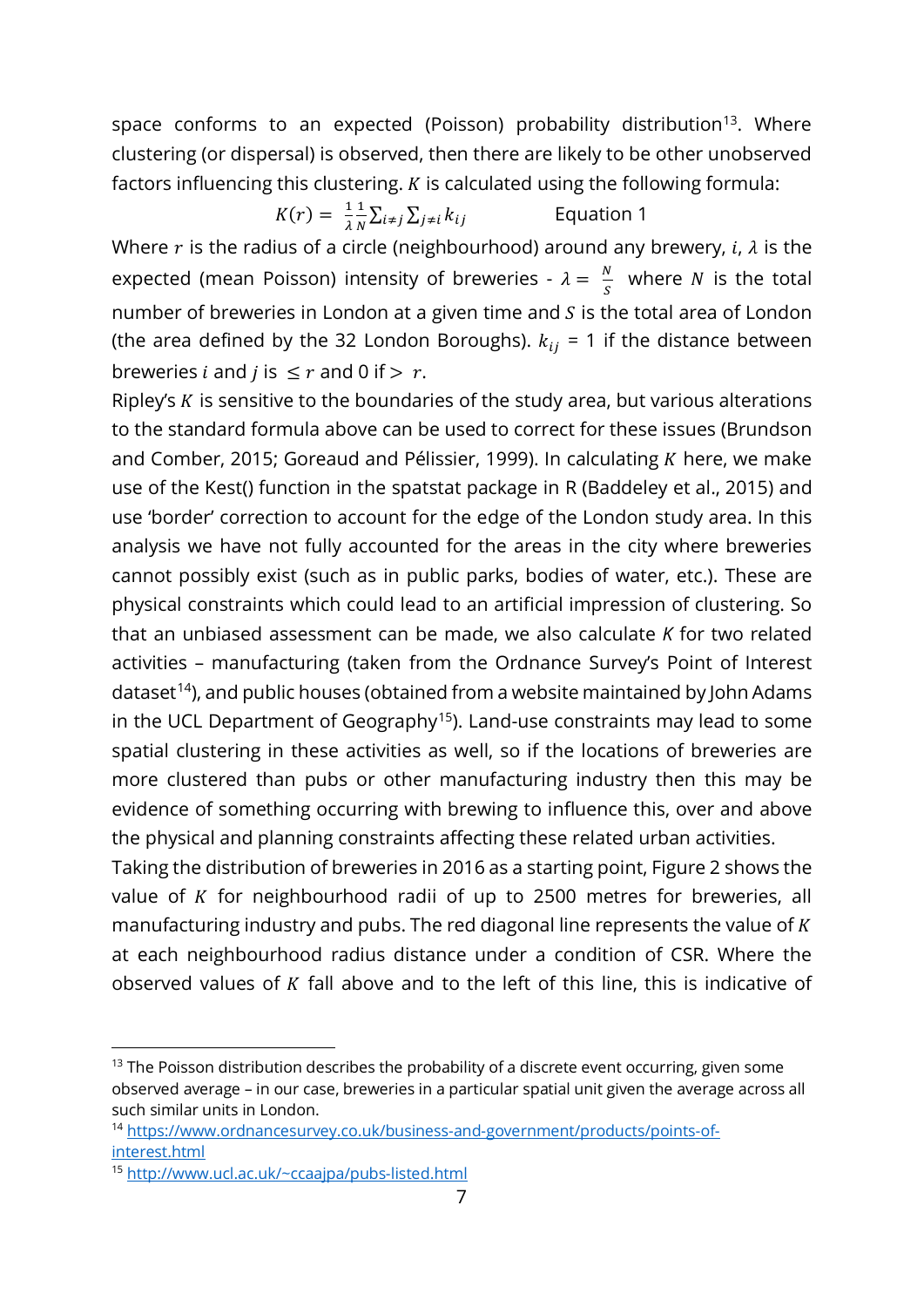space conforms to an expected (Poisson) probability distribution[13]. Where clustering (or dispersal) is observed, then there are likely to be other unobserved factors influencing this clustering. $K$ is calculated using the following formula:

$$K(r) = \frac{1}{\lambda}\frac{1}{N}\sum_{i \neq j}\sum_{j \neq i} k_{ij} \qquad \text{Equation 1}$$

Where $r$ is the radius of a circle (neighbourhood) around any brewery, $i$, $\lambda$ is the expected (mean Poisson) intensity of breweries - $\lambda = \frac{N}{S}$ where $N$ is the total number of breweries in London at a given time and $S$ is the total area of London (the area defined by the 32 London Boroughs). $k_{ij}$ = 1 if the distance between breweries $i$ and $j$ is $\leq r$ and 0 if $> r$.

Ripley's $K$ is sensitive to the boundaries of the study area, but various alterations to the standard formula above can be used to correct for these issues (Brundson and Comber, 2015; Goreaud and Pélissier, 1999). In calculating $K$ here, we make use of the Kest() function in the spatstat package in R (Baddeley et al., 2015) and use 'border' correction to account for the edge of the London study area. In this analysis we have not fully accounted for the areas in the city where breweries cannot possibly exist (such as in public parks, bodies of water, etc.). These are physical constraints which could lead to an artificial impression of clustering. So that an unbiased assessment can be made, we also calculate $K$ for two related activities – manufacturing (taken from the Ordnance Survey's Point of Interest dataset[14]), and public houses (obtained from a website maintained by John Adams in the UCL Department of Geography[15]). Land-use constraints may lead to some spatial clustering in these activities as well, so if the locations of breweries are more clustered than pubs or other manufacturing industry then this may be evidence of something occurring with brewing to influence this, over and above the physical and planning constraints affecting these related urban activities.

Taking the distribution of breweries in 2016 as a starting point, Figure 2 shows the value of $K$ for neighbourhood radii of up to 2500 metres for breweries, all manufacturing industry and pubs. The red diagonal line represents the value of $K$ at each neighbourhood radius distance under a condition of CSR. Where the observed values of $K$ fall above and to the left of this line, this is indicative of

---

[13] The Poisson distribution describes the probability of a discrete event occurring, given some observed average – in our case, breweries in a particular spatial unit given the average across all such similar units in London.

[14] https://www.ordnancesurvey.co.uk/business-and-government/products/points-of-interest.html

[15] http://www.ucl.ac.uk/~ccaajpa/pubs-listed.html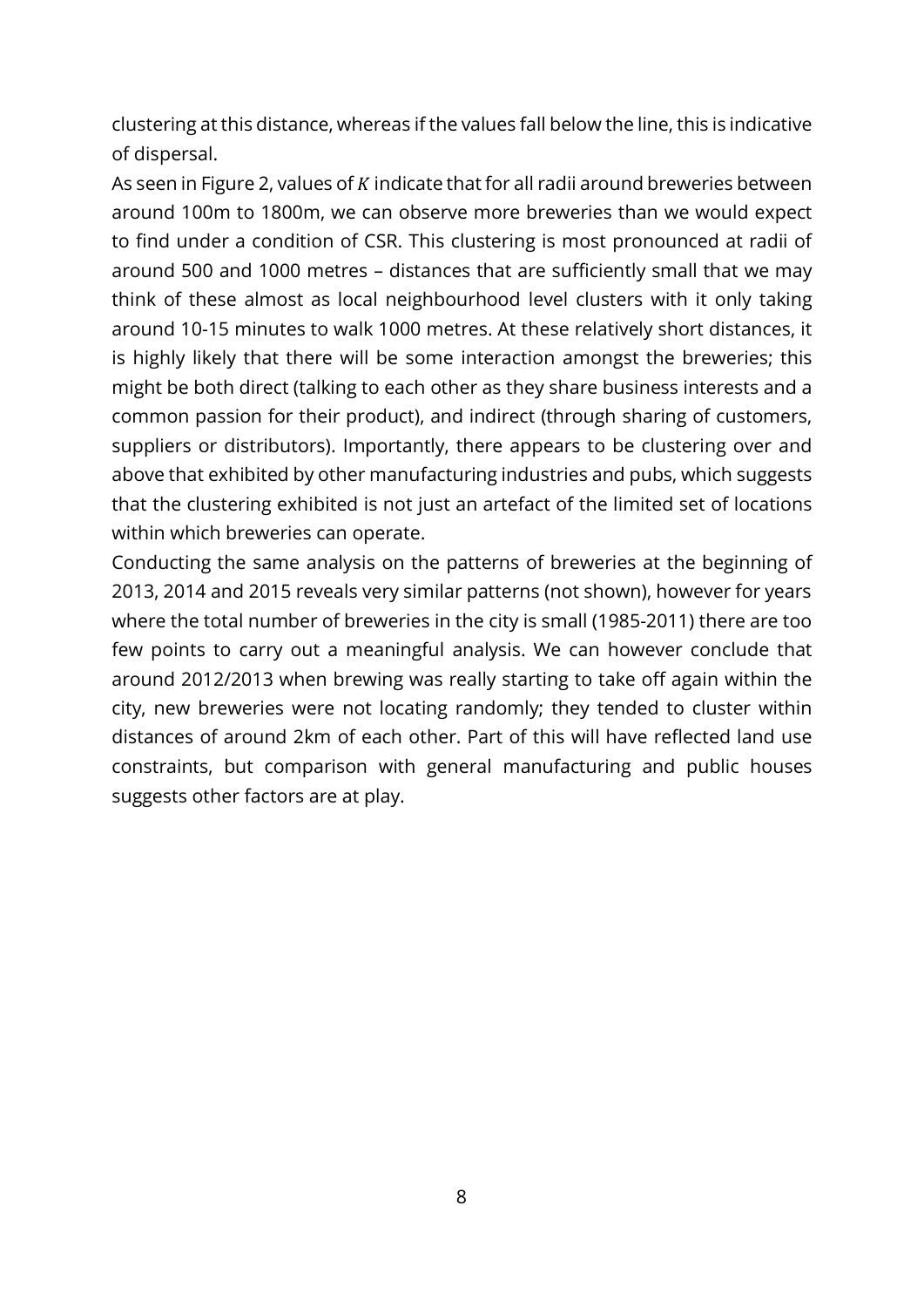clustering at this distance, whereas if the values fall below the line, this is indicative of dispersal.

As seen in Figure 2, values of $K$ indicate that for all radii around breweries between around 100m to 1800m, we can observe more breweries than we would expect to find under a condition of CSR. This clustering is most pronounced at radii of around 500 and 1000 metres – distances that are sufficiently small that we may think of these almost as local neighbourhood level clusters with it only taking around 10-15 minutes to walk 1000 metres. At these relatively short distances, it is highly likely that there will be some interaction amongst the breweries; this might be both direct (talking to each other as they share business interests and a common passion for their product), and indirect (through sharing of customers, suppliers or distributors). Importantly, there appears to be clustering over and above that exhibited by other manufacturing industries and pubs, which suggests that the clustering exhibited is not just an artefact of the limited set of locations within which breweries can operate.

Conducting the same analysis on the patterns of breweries at the beginning of 2013, 2014 and 2015 reveals very similar patterns (not shown), however for years where the total number of breweries in the city is small (1985-2011) there are too few points to carry out a meaningful analysis. We can however conclude that around 2012/2013 when brewing was really starting to take off again within the city, new breweries were not locating randomly; they tended to cluster within distances of around 2km of each other. Part of this will have reflected land use constraints, but comparison with general manufacturing and public houses suggests other factors are at play.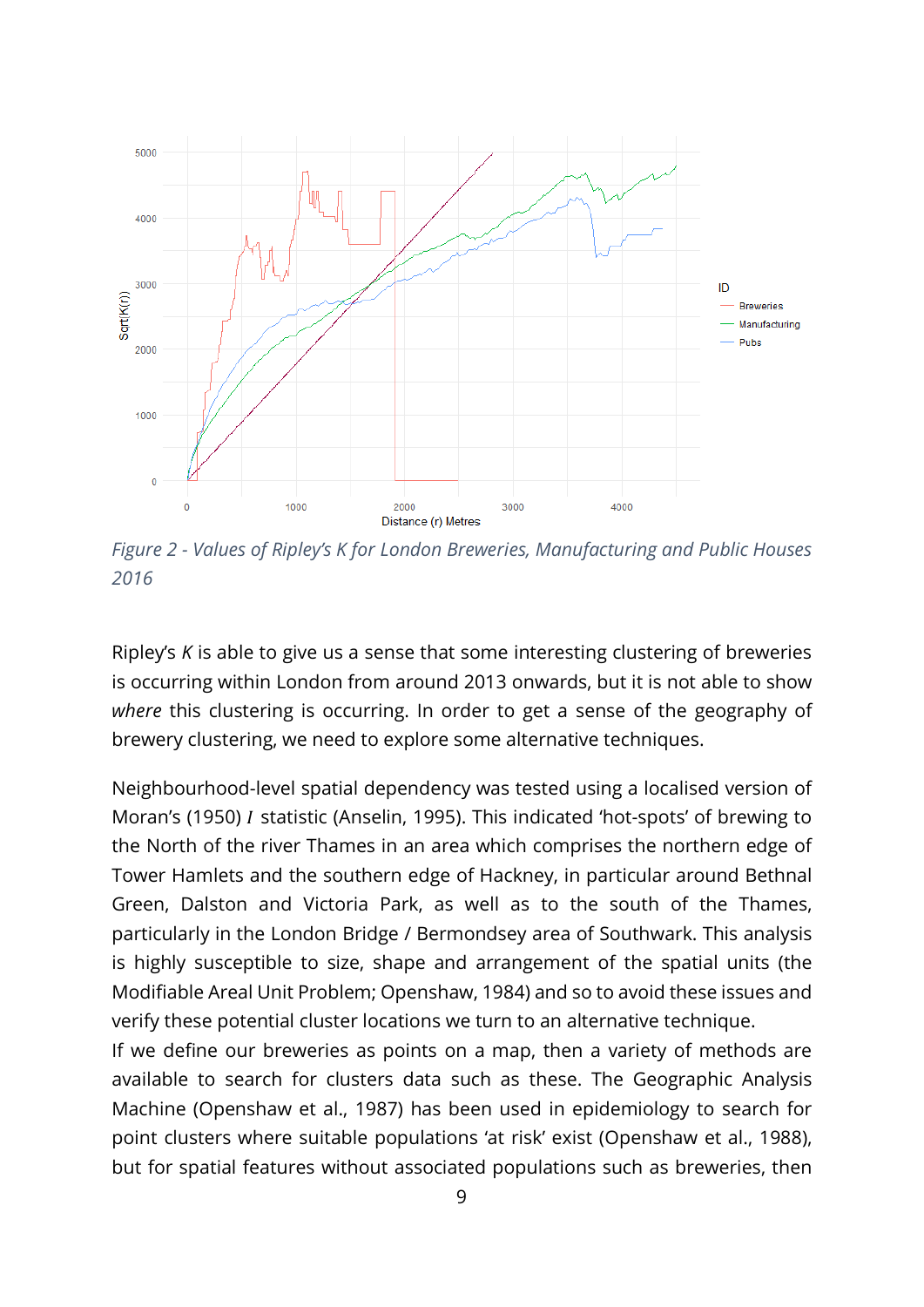*Figure 2 - Values of Ripley's K for London Breweries, Manufacturing and Public Houses 2016*

Ripley's *K* is able to give us a sense that some interesting clustering of breweries is occurring within London from around 2013 onwards, but it is not able to show *where* this clustering is occurring. In order to get a sense of the geography of brewery clustering, we need to explore some alternative techniques.

Neighbourhood-level spatial dependency was tested using a localised version of Moran's (1950) $I$ statistic (Anselin, 1995). This indicated 'hot-spots' of brewing to the North of the river Thames in an area which comprises the northern edge of Tower Hamlets and the southern edge of Hackney, in particular around Bethnal Green, Dalston and Victoria Park, as well as to the south of the Thames, particularly in the London Bridge / Bermondsey area of Southwark. This analysis is highly susceptible to size, shape and arrangement of the spatial units (the Modifiable Areal Unit Problem; Openshaw, 1984) and so to avoid these issues and verify these potential cluster locations we turn to an alternative technique.

If we define our breweries as points on a map, then a variety of methods are available to search for clusters data such as these. The Geographic Analysis Machine (Openshaw et al., 1987) has been used in epidemiology to search for point clusters where suitable populations 'at risk' exist (Openshaw et al., 1988), but for spatial features without associated populations such as breweries, then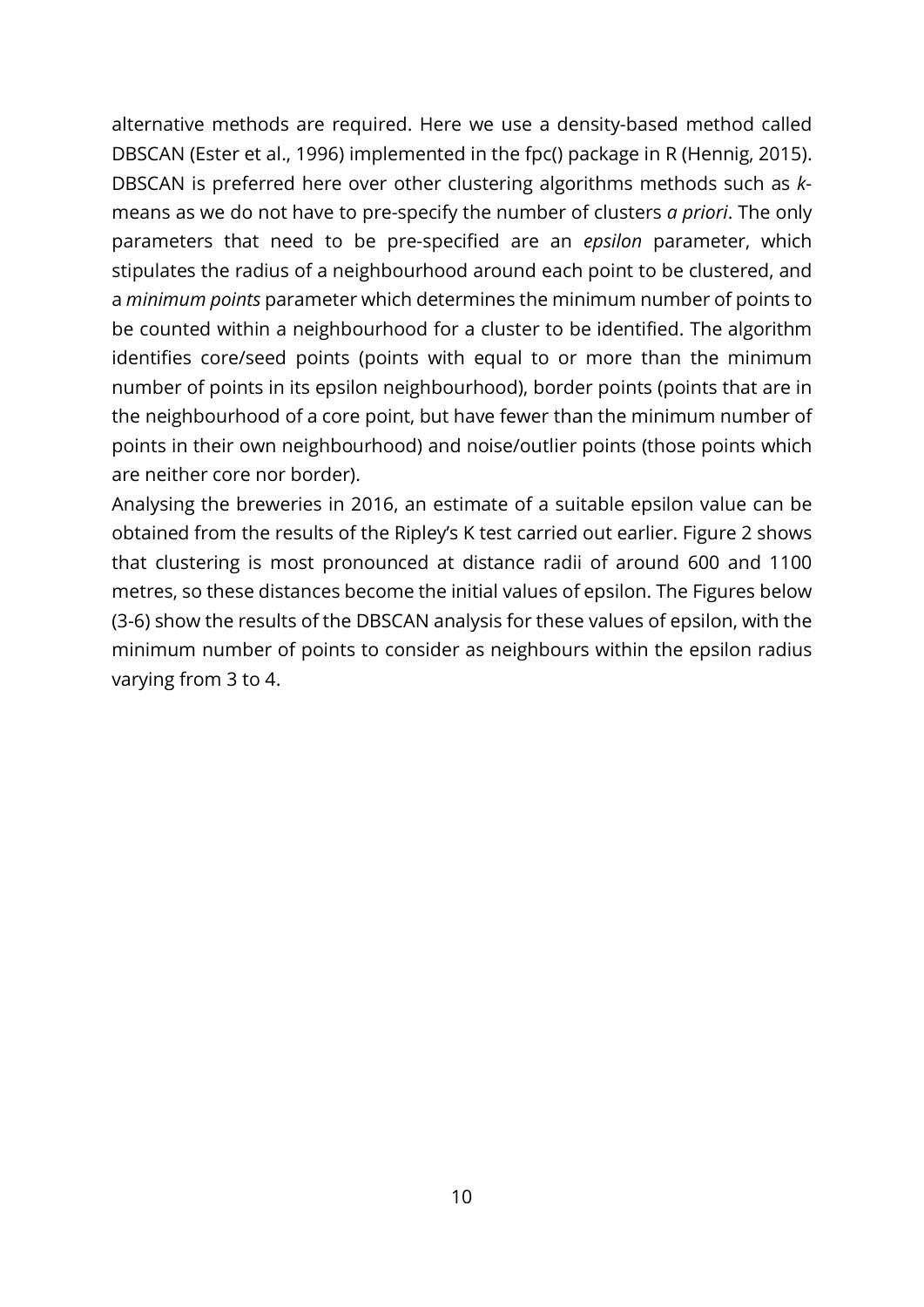alternative methods are required. Here we use a density-based method called DBSCAN (Ester et al., 1996) implemented in the fpc() package in R (Hennig, 2015). DBSCAN is preferred here over other clustering algorithms methods such as *k*-means as we do not have to pre-specify the number of clusters *a priori*. The only parameters that need to be pre-specified are an *epsilon* parameter, which stipulates the radius of a neighbourhood around each point to be clustered, and a *minimum points* parameter which determines the minimum number of points to be counted within a neighbourhood for a cluster to be identified. The algorithm identifies core/seed points (points with equal to or more than the minimum number of points in its epsilon neighbourhood), border points (points that are in the neighbourhood of a core point, but have fewer than the minimum number of points in their own neighbourhood) and noise/outlier points (those points which are neither core nor border).

Analysing the breweries in 2016, an estimate of a suitable epsilon value can be obtained from the results of the Ripley's K test carried out earlier. Figure 2 shows that clustering is most pronounced at distance radii of around 600 and 1100 metres, so these distances become the initial values of epsilon. The Figures below (3-6) show the results of the DBSCAN analysis for these values of epsilon, with the minimum number of points to consider as neighbours within the epsilon radius varying from 3 to 4.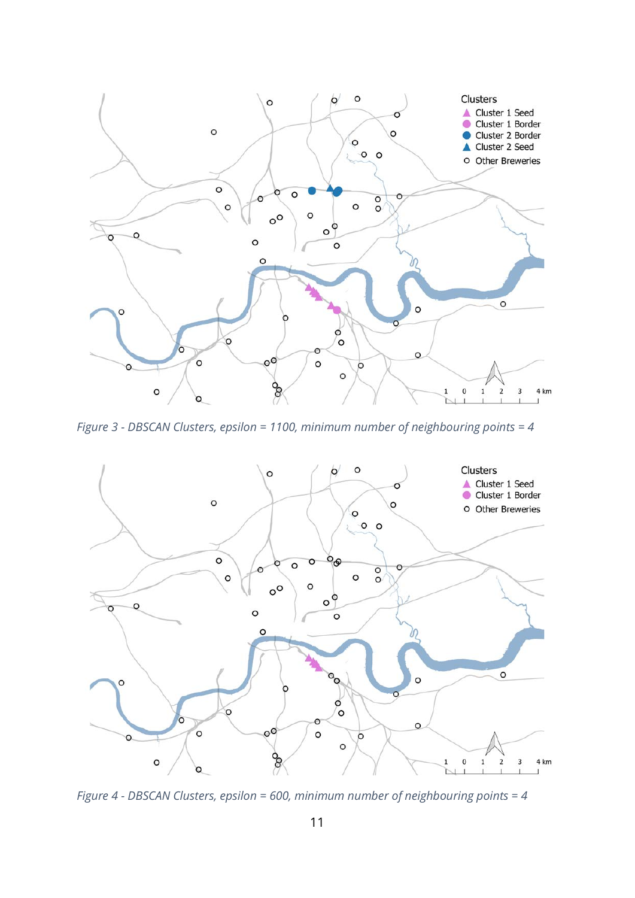*Figure 3 - DBSCAN Clusters, epsilon = 1100, minimum number of neighbouring points = 4*

*Figure 4 - DBSCAN Clusters, epsilon = 600, minimum number of neighbouring points = 4*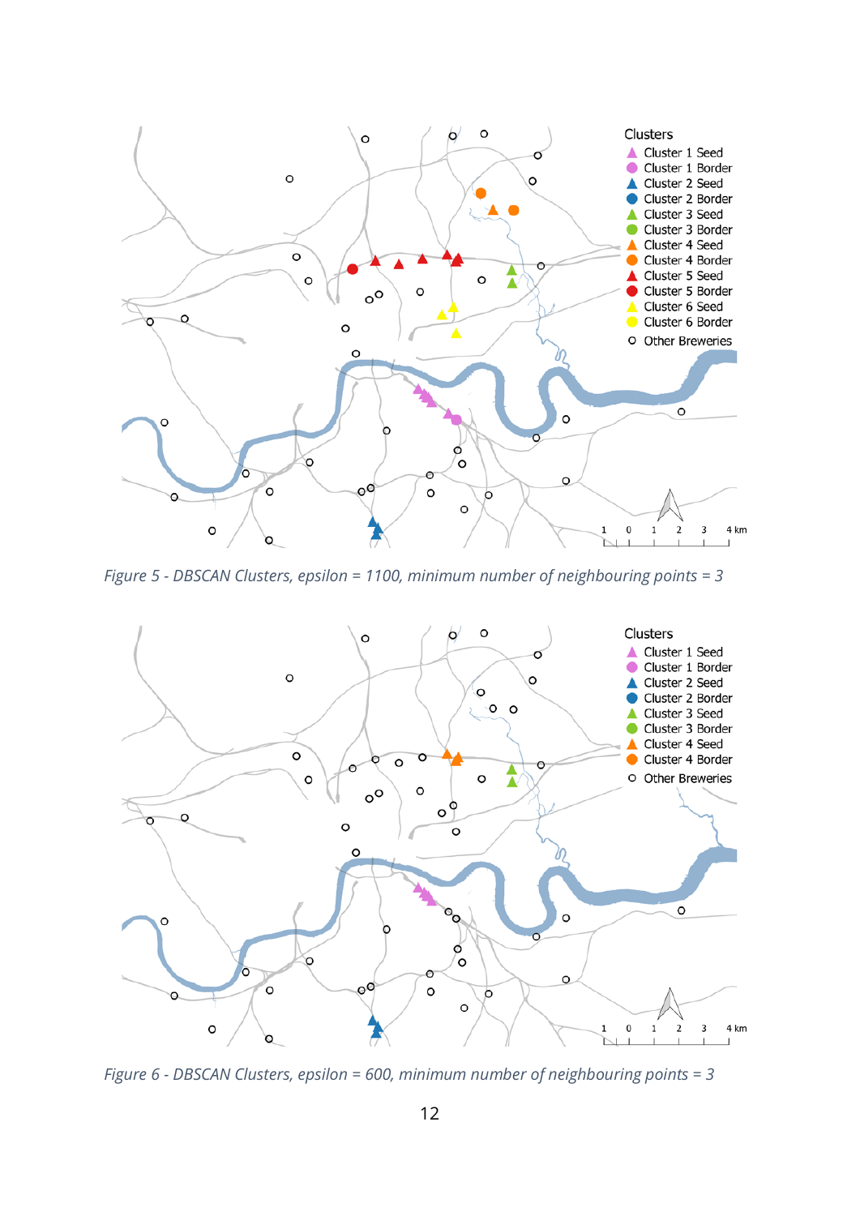Figure 5 - DBSCAN Clusters, epsilon = 1100, minimum number of neighbouring points = 3

Figure 6 - DBSCAN Clusters, epsilon = 600, minimum number of neighbouring points = 3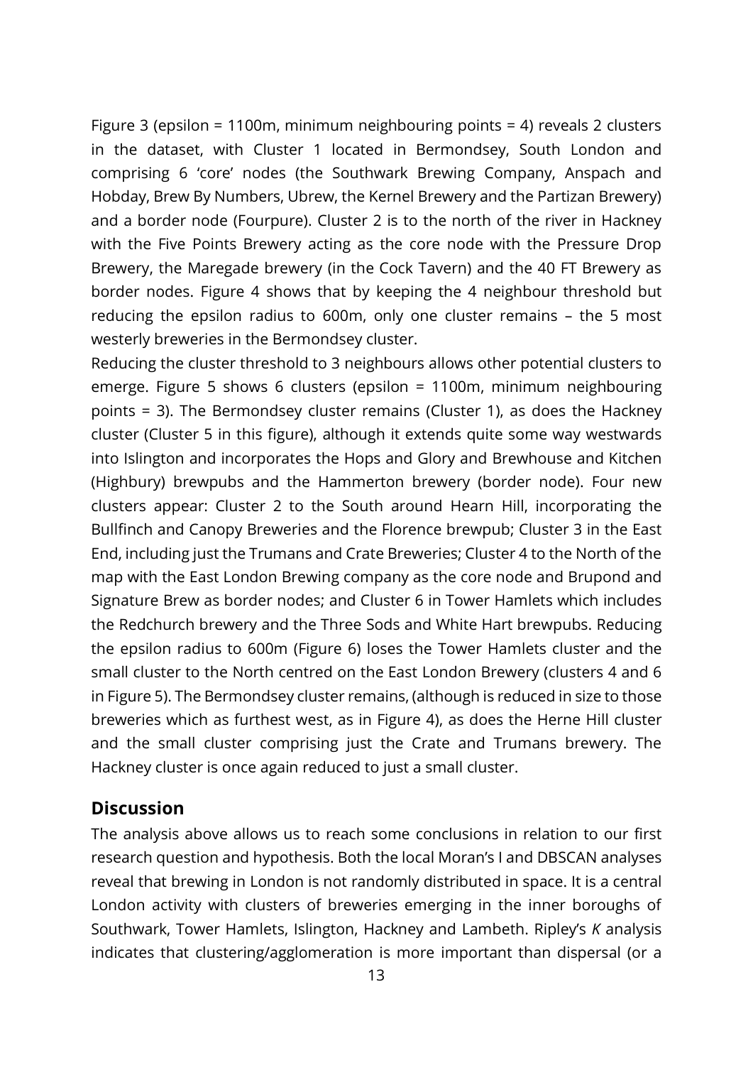Figure 3 (epsilon = 1100m, minimum neighbouring points = 4) reveals 2 clusters in the dataset, with Cluster 1 located in Bermondsey, South London and comprising 6 'core' nodes (the Southwark Brewing Company, Anspach and Hobday, Brew By Numbers, Ubrew, the Kernel Brewery and the Partizan Brewery) and a border node (Fourpure). Cluster 2 is to the north of the river in Hackney with the Five Points Brewery acting as the core node with the Pressure Drop Brewery, the Maregade brewery (in the Cock Tavern) and the 40 FT Brewery as border nodes. Figure 4 shows that by keeping the 4 neighbour threshold but reducing the epsilon radius to 600m, only one cluster remains – the 5 most westerly breweries in the Bermondsey cluster.

Reducing the cluster threshold to 3 neighbours allows other potential clusters to emerge. Figure 5 shows 6 clusters (epsilon = 1100m, minimum neighbouring points = 3). The Bermondsey cluster remains (Cluster 1), as does the Hackney cluster (Cluster 5 in this figure), although it extends quite some way westwards into Islington and incorporates the Hops and Glory and Brewhouse and Kitchen (Highbury) brewpubs and the Hammerton brewery (border node). Four new clusters appear: Cluster 2 to the South around Hearn Hill, incorporating the Bullfinch and Canopy Breweries and the Florence brewpub; Cluster 3 in the East End, including just the Trumans and Crate Breweries; Cluster 4 to the North of the map with the East London Brewing company as the core node and Brupond and Signature Brew as border nodes; and Cluster 6 in Tower Hamlets which includes the Redchurch brewery and the Three Sods and White Hart brewpubs. Reducing the epsilon radius to 600m (Figure 6) loses the Tower Hamlets cluster and the small cluster to the North centred on the East London Brewery (clusters 4 and 6 in Figure 5). The Bermondsey cluster remains, (although is reduced in size to those breweries which as furthest west, as in Figure 4), as does the Herne Hill cluster and the small cluster comprising just the Crate and Trumans brewery. The Hackney cluster is once again reduced to just a small cluster.

## Discussion

The analysis above allows us to reach some conclusions in relation to our first research question and hypothesis. Both the local Moran's I and DBSCAN analyses reveal that brewing in London is not randomly distributed in space. It is a central London activity with clusters of breweries emerging in the inner boroughs of Southwark, Tower Hamlets, Islington, Hackney and Lambeth. Ripley's *K* analysis indicates that clustering/agglomeration is more important than dispersal (or a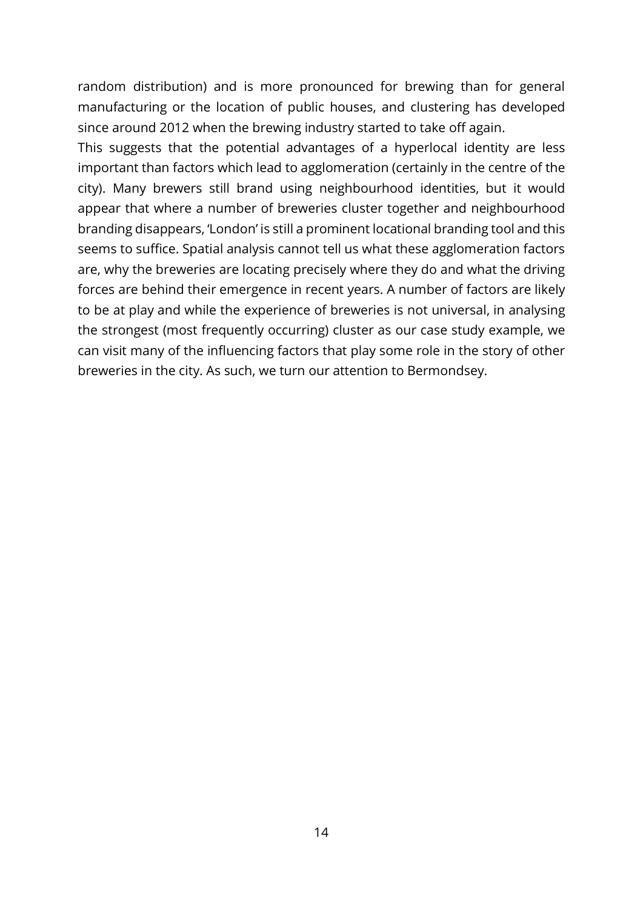random distribution) and is more pronounced for brewing than for general manufacturing or the location of public houses, and clustering has developed since around 2012 when the brewing industry started to take off again.

This suggests that the potential advantages of a hyperlocal identity are less important than factors which lead to agglomeration (certainly in the centre of the city). Many brewers still brand using neighbourhood identities, but it would appear that where a number of breweries cluster together and neighbourhood branding disappears, 'London' is still a prominent locational branding tool and this seems to suffice. Spatial analysis cannot tell us what these agglomeration factors are, why the breweries are locating precisely where they do and what the driving forces are behind their emergence in recent years. A number of factors are likely to be at play and while the experience of breweries is not universal, in analysing the strongest (most frequently occurring) cluster as our case study example, we can visit many of the influencing factors that play some role in the story of other breweries in the city. As such, we turn our attention to Bermondsey.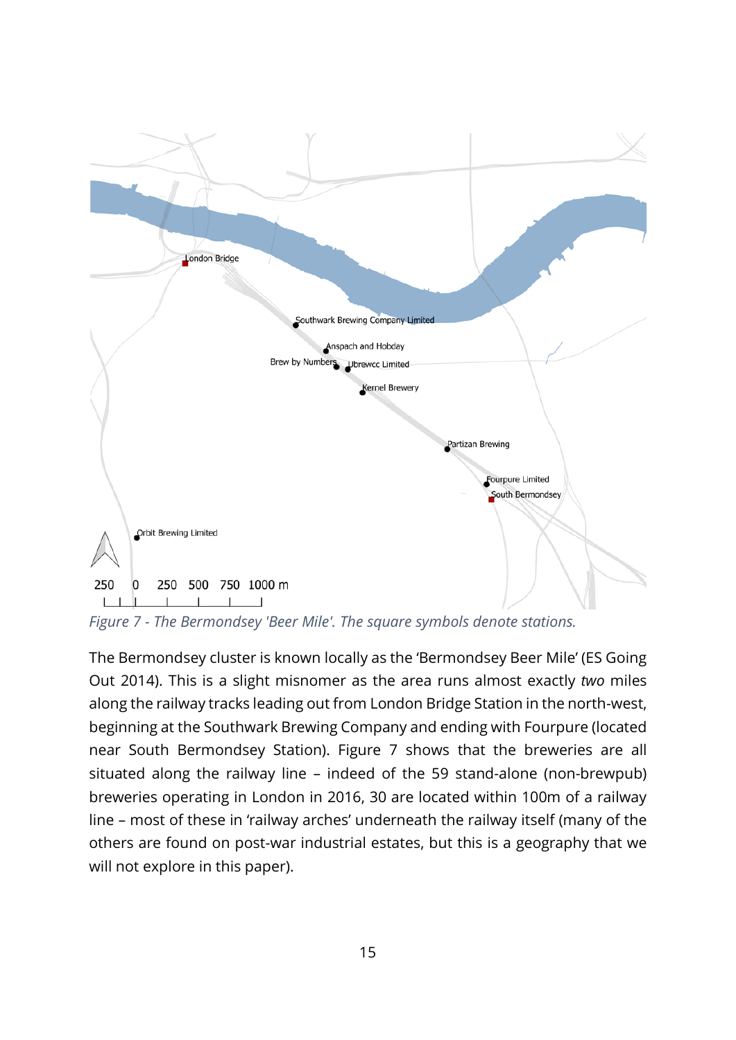*Figure 7 - The Bermondsey 'Beer Mile'. The square symbols denote stations.*

The Bermondsey cluster is known locally as the 'Bermondsey Beer Mile' (ES Going Out 2014). This is a slight misnomer as the area runs almost exactly *two* miles along the railway tracks leading out from London Bridge Station in the north-west, beginning at the Southwark Brewing Company and ending with Fourpure (located near South Bermondsey Station). Figure 7 shows that the breweries are all situated along the railway line – indeed of the 59 stand-alone (non-brewpub) breweries operating in London in 2016, 30 are located within 100m of a railway line – most of these in 'railway arches' underneath the railway itself (many of the others are found on post-war industrial estates, but this is a geography that we will not explore in this paper).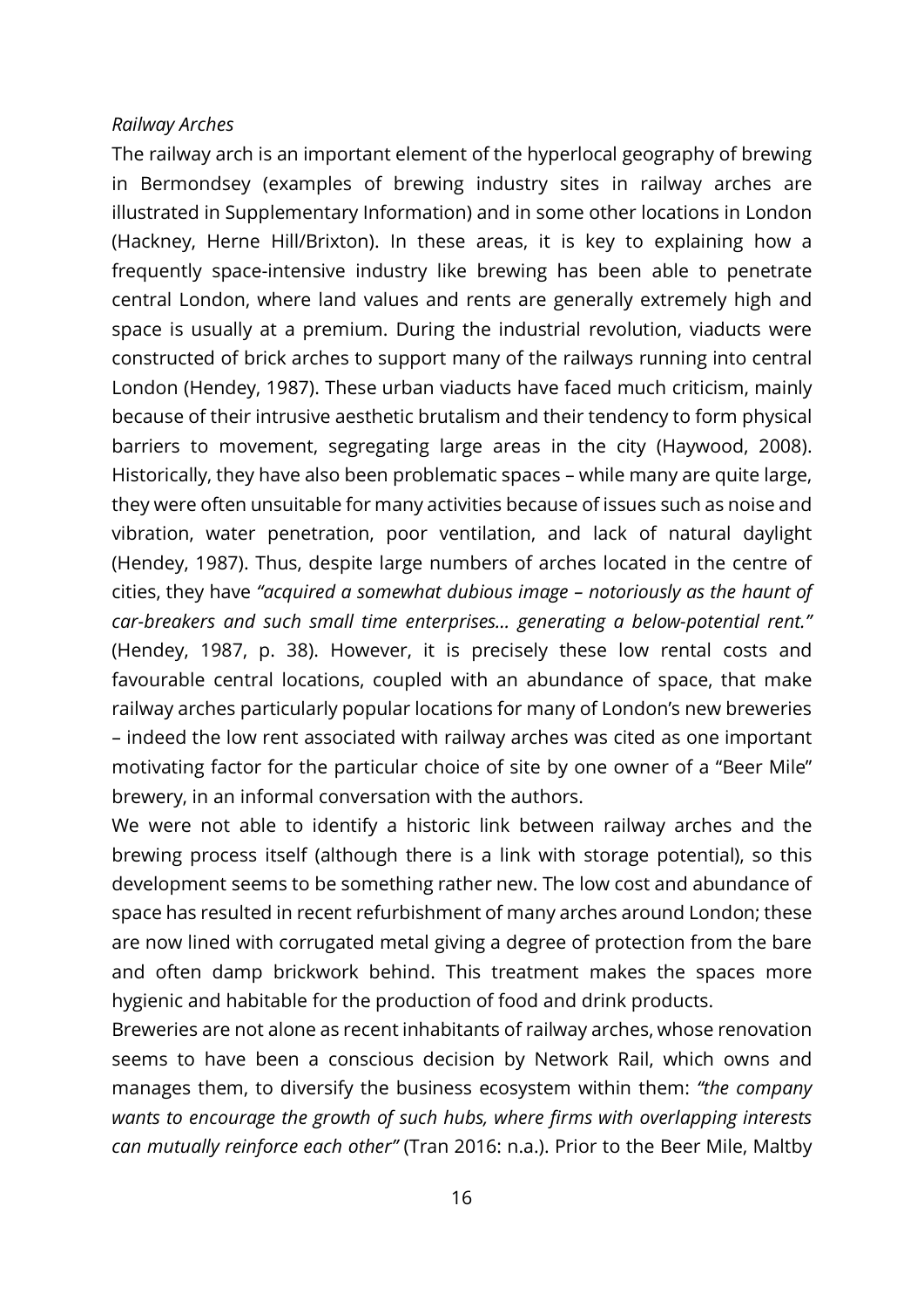*Railway Arches*

The railway arch is an important element of the hyperlocal geography of brewing in Bermondsey (examples of brewing industry sites in railway arches are illustrated in Supplementary Information) and in some other locations in London (Hackney, Herne Hill/Brixton). In these areas, it is key to explaining how a frequently space-intensive industry like brewing has been able to penetrate central London, where land values and rents are generally extremely high and space is usually at a premium. During the industrial revolution, viaducts were constructed of brick arches to support many of the railways running into central London (Hendey, 1987). These urban viaducts have faced much criticism, mainly because of their intrusive aesthetic brutalism and their tendency to form physical barriers to movement, segregating large areas in the city (Haywood, 2008). Historically, they have also been problematic spaces – while many are quite large, they were often unsuitable for many activities because of issues such as noise and vibration, water penetration, poor ventilation, and lack of natural daylight (Hendey, 1987). Thus, despite large numbers of arches located in the centre of cities, they have *"acquired a somewhat dubious image – notoriously as the haunt of car-breakers and such small time enterprises… generating a below-potential rent."* (Hendey, 1987, p. 38). However, it is precisely these low rental costs and favourable central locations, coupled with an abundance of space, that make railway arches particularly popular locations for many of London's new breweries – indeed the low rent associated with railway arches was cited as one important motivating factor for the particular choice of site by one owner of a "Beer Mile" brewery, in an informal conversation with the authors.

We were not able to identify a historic link between railway arches and the brewing process itself (although there is a link with storage potential), so this development seems to be something rather new. The low cost and abundance of space has resulted in recent refurbishment of many arches around London; these are now lined with corrugated metal giving a degree of protection from the bare and often damp brickwork behind. This treatment makes the spaces more hygienic and habitable for the production of food and drink products.

Breweries are not alone as recent inhabitants of railway arches, whose renovation seems to have been a conscious decision by Network Rail, which owns and manages them, to diversify the business ecosystem within them: *"the company wants to encourage the growth of such hubs, where firms with overlapping interests can mutually reinforce each other"* (Tran 2016: n.a.). Prior to the Beer Mile, Maltby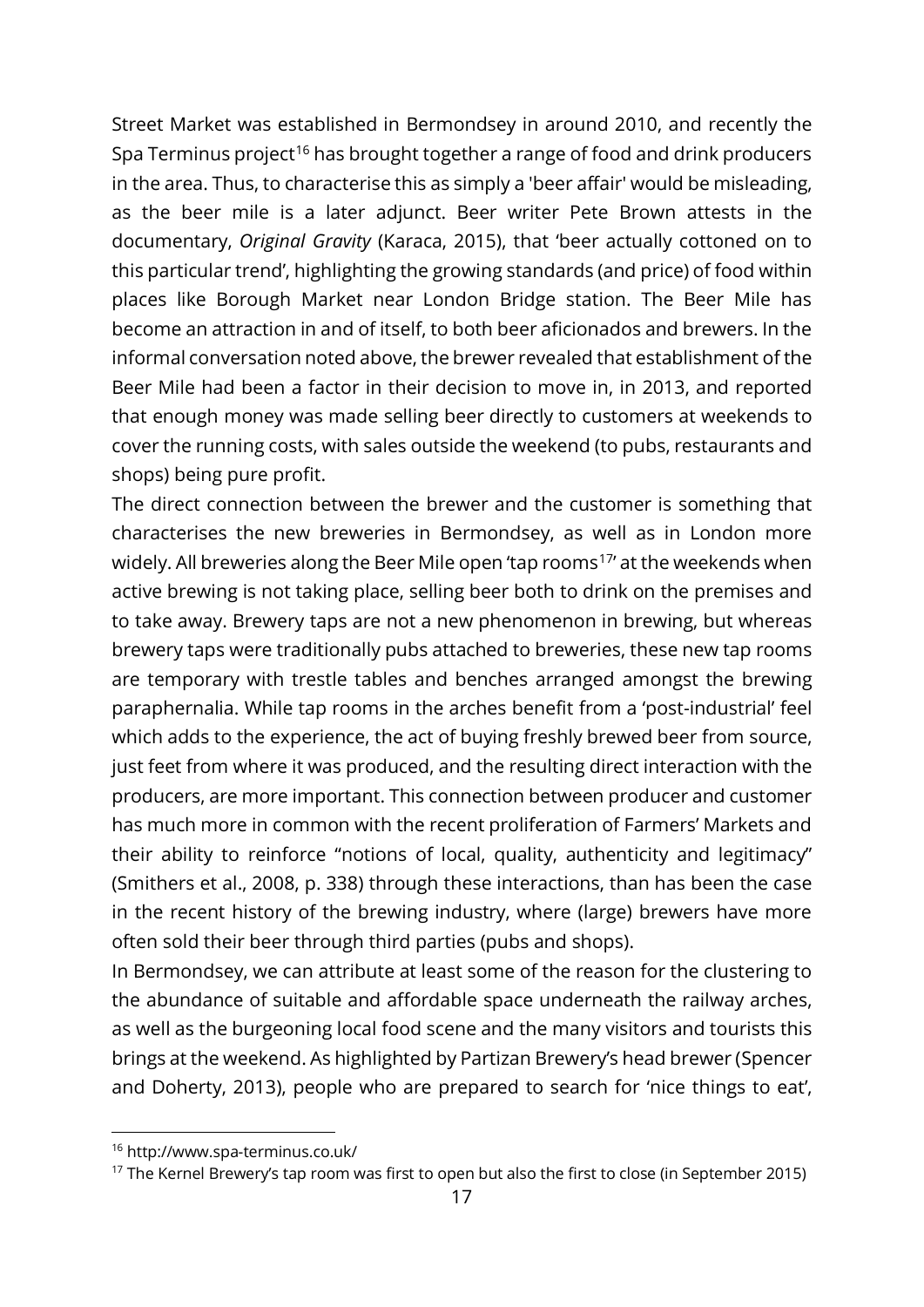Street Market was established in Bermondsey in around 2010, and recently the Spa Terminus project[16] has brought together a range of food and drink producers in the area. Thus, to characterise this as simply a 'beer affair' would be misleading, as the beer mile is a later adjunct. Beer writer Pete Brown attests in the documentary, *Original Gravity* (Karaca, 2015), that 'beer actually cottoned on to this particular trend', highlighting the growing standards (and price) of food within places like Borough Market near London Bridge station. The Beer Mile has become an attraction in and of itself, to both beer aficionados and brewers. In the informal conversation noted above, the brewer revealed that establishment of the Beer Mile had been a factor in their decision to move in, in 2013, and reported that enough money was made selling beer directly to customers at weekends to cover the running costs, with sales outside the weekend (to pubs, restaurants and shops) being pure profit.

The direct connection between the brewer and the customer is something that characterises the new breweries in Bermondsey, as well as in London more widely. All breweries along the Beer Mile open 'tap rooms[17]' at the weekends when active brewing is not taking place, selling beer both to drink on the premises and to take away. Brewery taps are not a new phenomenon in brewing, but whereas brewery taps were traditionally pubs attached to breweries, these new tap rooms are temporary with trestle tables and benches arranged amongst the brewing paraphernalia. While tap rooms in the arches benefit from a 'post-industrial' feel which adds to the experience, the act of buying freshly brewed beer from source, just feet from where it was produced, and the resulting direct interaction with the producers, are more important. This connection between producer and customer has much more in common with the recent proliferation of Farmers' Markets and their ability to reinforce "notions of local, quality, authenticity and legitimacy" (Smithers et al., 2008, p. 338) through these interactions, than has been the case in the recent history of the brewing industry, where (large) brewers have more often sold their beer through third parties (pubs and shops).

In Bermondsey, we can attribute at least some of the reason for the clustering to the abundance of suitable and affordable space underneath the railway arches, as well as the burgeoning local food scene and the many visitors and tourists this brings at the weekend. As highlighted by Partizan Brewery's head brewer (Spencer and Doherty, 2013), people who are prepared to search for 'nice things to eat',

[16] http://www.spa-terminus.co.uk/

[17] The Kernel Brewery's tap room was first to open but also the first to close (in September 2015)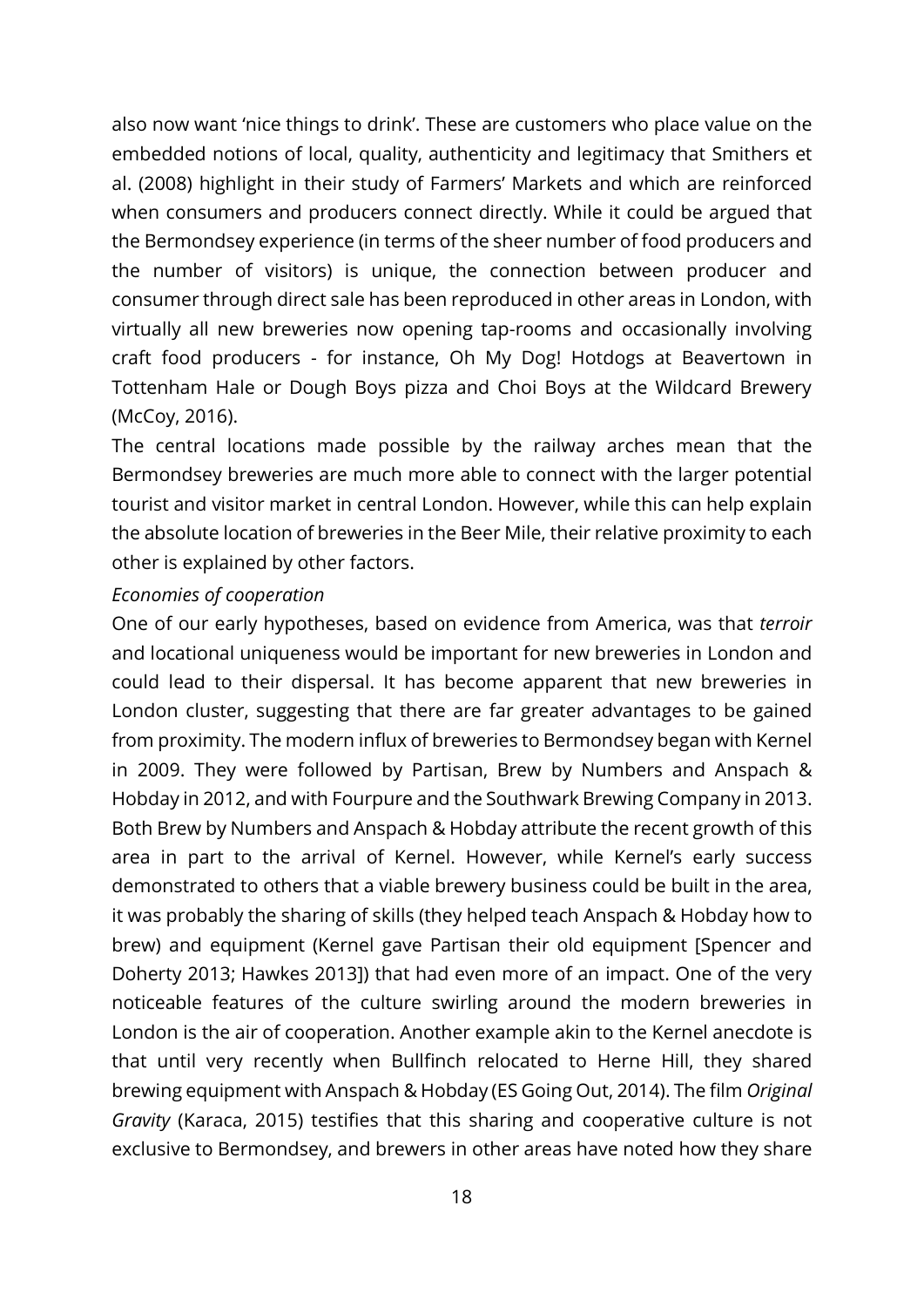also now want 'nice things to drink'. These are customers who place value on the embedded notions of local, quality, authenticity and legitimacy that Smithers et al. (2008) highlight in their study of Farmers' Markets and which are reinforced when consumers and producers connect directly. While it could be argued that the Bermondsey experience (in terms of the sheer number of food producers and the number of visitors) is unique, the connection between producer and consumer through direct sale has been reproduced in other areas in London, with virtually all new breweries now opening tap-rooms and occasionally involving craft food producers - for instance, Oh My Dog! Hotdogs at Beavertown in Tottenham Hale or Dough Boys pizza and Choi Boys at the Wildcard Brewery (McCoy, 2016).

The central locations made possible by the railway arches mean that the Bermondsey breweries are much more able to connect with the larger potential tourist and visitor market in central London. However, while this can help explain the absolute location of breweries in the Beer Mile, their relative proximity to each other is explained by other factors.

*Economies of cooperation*

One of our early hypotheses, based on evidence from America, was that *terroir* and locational uniqueness would be important for new breweries in London and could lead to their dispersal. It has become apparent that new breweries in London cluster, suggesting that there are far greater advantages to be gained from proximity. The modern influx of breweries to Bermondsey began with Kernel in 2009. They were followed by Partisan, Brew by Numbers and Anspach & Hobday in 2012, and with Fourpure and the Southwark Brewing Company in 2013. Both Brew by Numbers and Anspach & Hobday attribute the recent growth of this area in part to the arrival of Kernel. However, while Kernel's early success demonstrated to others that a viable brewery business could be built in the area, it was probably the sharing of skills (they helped teach Anspach & Hobday how to brew) and equipment (Kernel gave Partisan their old equipment [Spencer and Doherty 2013; Hawkes 2013]) that had even more of an impact. One of the very noticeable features of the culture swirling around the modern breweries in London is the air of cooperation. Another example akin to the Kernel anecdote is that until very recently when Bullfinch relocated to Herne Hill, they shared brewing equipment with Anspach & Hobday (ES Going Out, 2014). The film *Original Gravity* (Karaca, 2015) testifies that this sharing and cooperative culture is not exclusive to Bermondsey, and brewers in other areas have noted how they share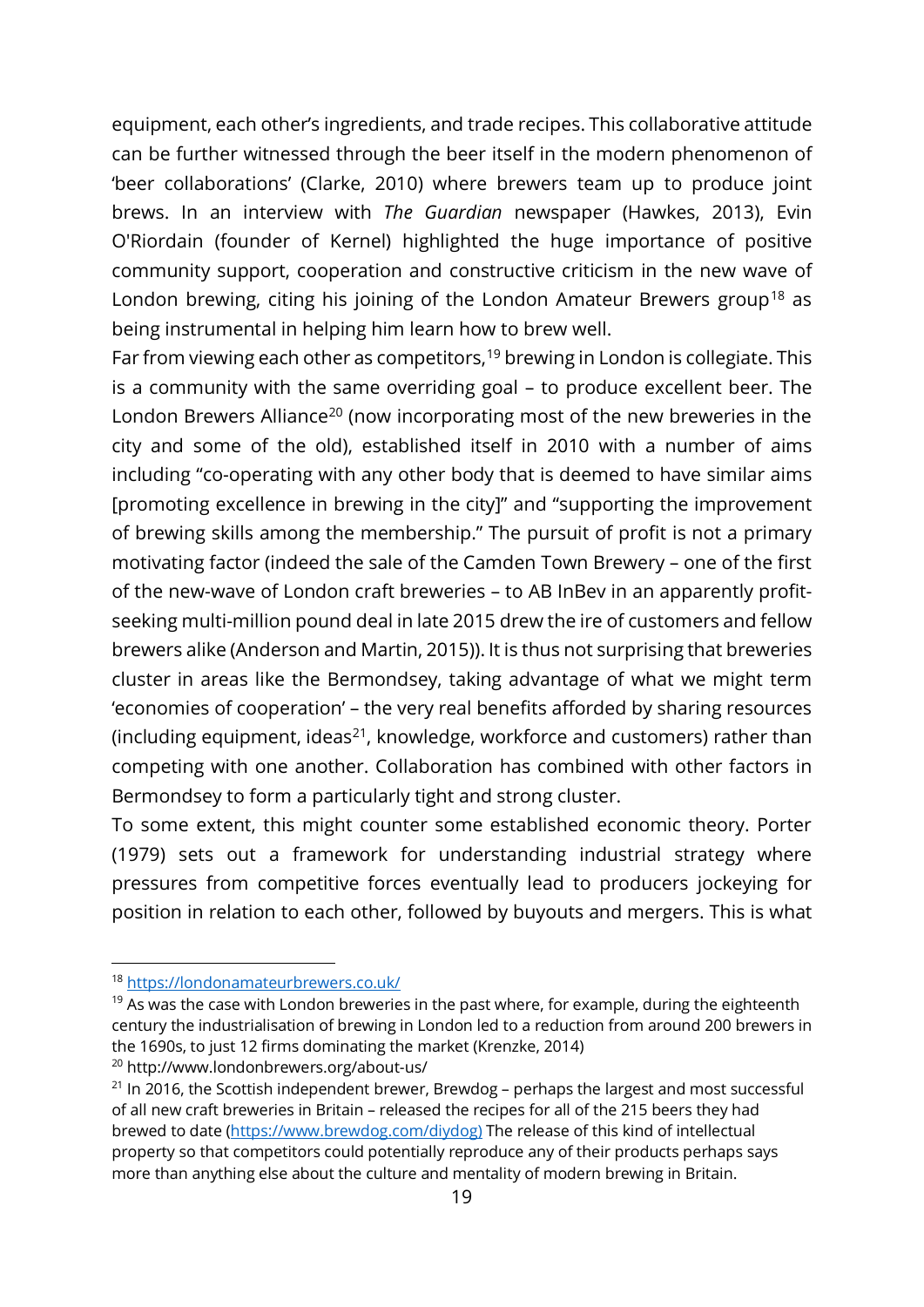equipment, each other's ingredients, and trade recipes. This collaborative attitude can be further witnessed through the beer itself in the modern phenomenon of 'beer collaborations' (Clarke, 2010) where brewers team up to produce joint brews. In an interview with *The Guardian* newspaper (Hawkes, 2013), Evin O'Riordain (founder of Kernel) highlighted the huge importance of positive community support, cooperation and constructive criticism in the new wave of London brewing, citing his joining of the London Amateur Brewers group[18] as being instrumental in helping him learn how to brew well.

Far from viewing each other as competitors,[19] brewing in London is collegiate. This is a community with the same overriding goal – to produce excellent beer. The London Brewers Alliance[20] (now incorporating most of the new breweries in the city and some of the old), established itself in 2010 with a number of aims including "co-operating with any other body that is deemed to have similar aims [promoting excellence in brewing in the city]" and "supporting the improvement of brewing skills among the membership." The pursuit of profit is not a primary motivating factor (indeed the sale of the Camden Town Brewery – one of the first of the new-wave of London craft breweries – to AB InBev in an apparently profit-seeking multi-million pound deal in late 2015 drew the ire of customers and fellow brewers alike (Anderson and Martin, 2015)). It is thus not surprising that breweries cluster in areas like the Bermondsey, taking advantage of what we might term 'economies of cooperation' – the very real benefits afforded by sharing resources (including equipment, ideas[21], knowledge, workforce and customers) rather than competing with one another. Collaboration has combined with other factors in Bermondsey to form a particularly tight and strong cluster.

To some extent, this might counter some established economic theory. Porter (1979) sets out a framework for understanding industrial strategy where pressures from competitive forces eventually lead to producers jockeying for position in relation to each other, followed by buyouts and mergers. This is what

---

[18] https://londonamateurbrewers.co.uk/

[19] As was the case with London breweries in the past where, for example, during the eighteenth century the industrialisation of brewing in London led to a reduction from around 200 brewers in the 1690s, to just 12 firms dominating the market (Krenzke, 2014)

[20] http://www.londonbrewers.org/about-us/

[21] In 2016, the Scottish independent brewer, Brewdog – perhaps the largest and most successful of all new craft breweries in Britain – released the recipes for all of the 215 beers they had brewed to date (https://www.brewdog.com/diydog) The release of this kind of intellectual property so that competitors could potentially reproduce any of their products perhaps says more than anything else about the culture and mentality of modern brewing in Britain.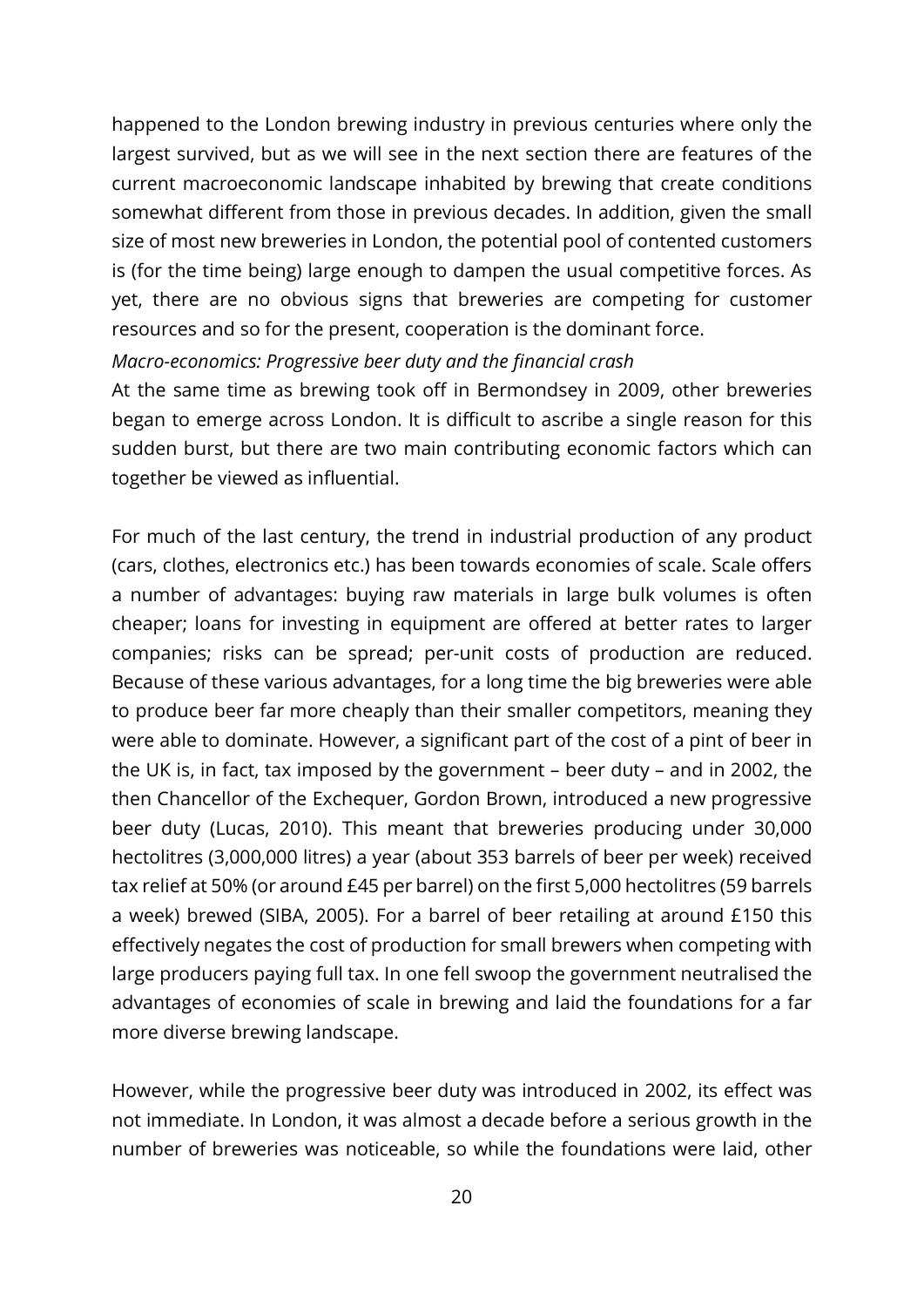happened to the London brewing industry in previous centuries where only the largest survived, but as we will see in the next section there are features of the current macroeconomic landscape inhabited by brewing that create conditions somewhat different from those in previous decades. In addition, given the small size of most new breweries in London, the potential pool of contented customers is (for the time being) large enough to dampen the usual competitive forces. As yet, there are no obvious signs that breweries are competing for customer resources and so for the present, cooperation is the dominant force.

*Macro-economics: Progressive beer duty and the financial crash*

At the same time as brewing took off in Bermondsey in 2009, other breweries began to emerge across London. It is difficult to ascribe a single reason for this sudden burst, but there are two main contributing economic factors which can together be viewed as influential.

For much of the last century, the trend in industrial production of any product (cars, clothes, electronics etc.) has been towards economies of scale. Scale offers a number of advantages: buying raw materials in large bulk volumes is often cheaper; loans for investing in equipment are offered at better rates to larger companies; risks can be spread; per-unit costs of production are reduced. Because of these various advantages, for a long time the big breweries were able to produce beer far more cheaply than their smaller competitors, meaning they were able to dominate. However, a significant part of the cost of a pint of beer in the UK is, in fact, tax imposed by the government – beer duty – and in 2002, the then Chancellor of the Exchequer, Gordon Brown, introduced a new progressive beer duty (Lucas, 2010). This meant that breweries producing under 30,000 hectolitres (3,000,000 litres) a year (about 353 barrels of beer per week) received tax relief at 50% (or around £45 per barrel) on the first 5,000 hectolitres (59 barrels a week) brewed (SIBA, 2005). For a barrel of beer retailing at around £150 this effectively negates the cost of production for small brewers when competing with large producers paying full tax. In one fell swoop the government neutralised the advantages of economies of scale in brewing and laid the foundations for a far more diverse brewing landscape.

However, while the progressive beer duty was introduced in 2002, its effect was not immediate. In London, it was almost a decade before a serious growth in the number of breweries was noticeable, so while the foundations were laid, other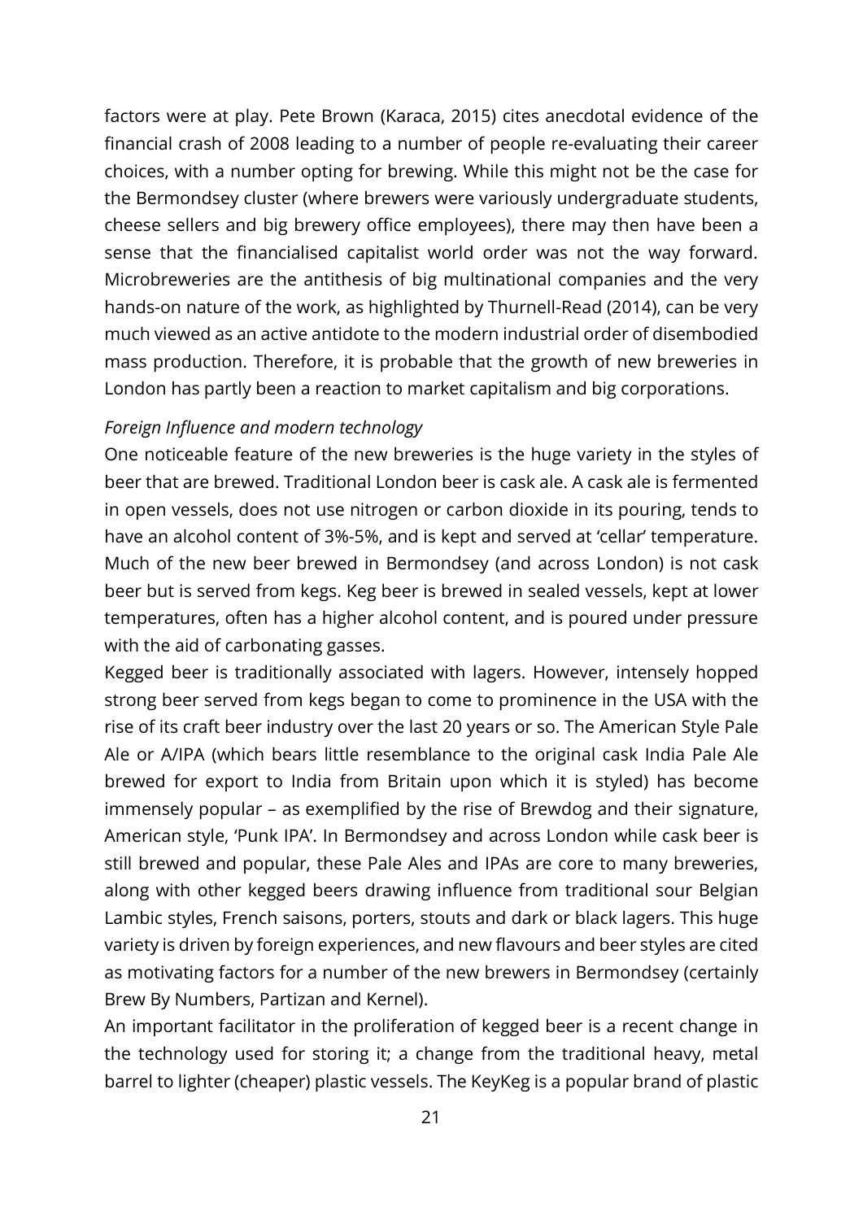factors were at play. Pete Brown (Karaca, 2015) cites anecdotal evidence of the financial crash of 2008 leading to a number of people re-evaluating their career choices, with a number opting for brewing. While this might not be the case for the Bermondsey cluster (where brewers were variously undergraduate students, cheese sellers and big brewery office employees), there may then have been a sense that the financialised capitalist world order was not the way forward. Microbreweries are the antithesis of big multinational companies and the very hands-on nature of the work, as highlighted by Thurnell-Read (2014), can be very much viewed as an active antidote to the modern industrial order of disembodied mass production. Therefore, it is probable that the growth of new breweries in London has partly been a reaction to market capitalism and big corporations.

*Foreign Influence and modern technology*

One noticeable feature of the new breweries is the huge variety in the styles of beer that are brewed. Traditional London beer is cask ale. A cask ale is fermented in open vessels, does not use nitrogen or carbon dioxide in its pouring, tends to have an alcohol content of 3%-5%, and is kept and served at 'cellar' temperature. Much of the new beer brewed in Bermondsey (and across London) is not cask beer but is served from kegs. Keg beer is brewed in sealed vessels, kept at lower temperatures, often has a higher alcohol content, and is poured under pressure with the aid of carbonating gasses.

Kegged beer is traditionally associated with lagers. However, intensely hopped strong beer served from kegs began to come to prominence in the USA with the rise of its craft beer industry over the last 20 years or so. The American Style Pale Ale or A/IPA (which bears little resemblance to the original cask India Pale Ale brewed for export to India from Britain upon which it is styled) has become immensely popular – as exemplified by the rise of Brewdog and their signature, American style, 'Punk IPA'. In Bermondsey and across London while cask beer is still brewed and popular, these Pale Ales and IPAs are core to many breweries, along with other kegged beers drawing influence from traditional sour Belgian Lambic styles, French saisons, porters, stouts and dark or black lagers. This huge variety is driven by foreign experiences, and new flavours and beer styles are cited as motivating factors for a number of the new brewers in Bermondsey (certainly Brew By Numbers, Partizan and Kernel).

An important facilitator in the proliferation of kegged beer is a recent change in the technology used for storing it; a change from the traditional heavy, metal barrel to lighter (cheaper) plastic vessels. The KeyKeg is a popular brand of plastic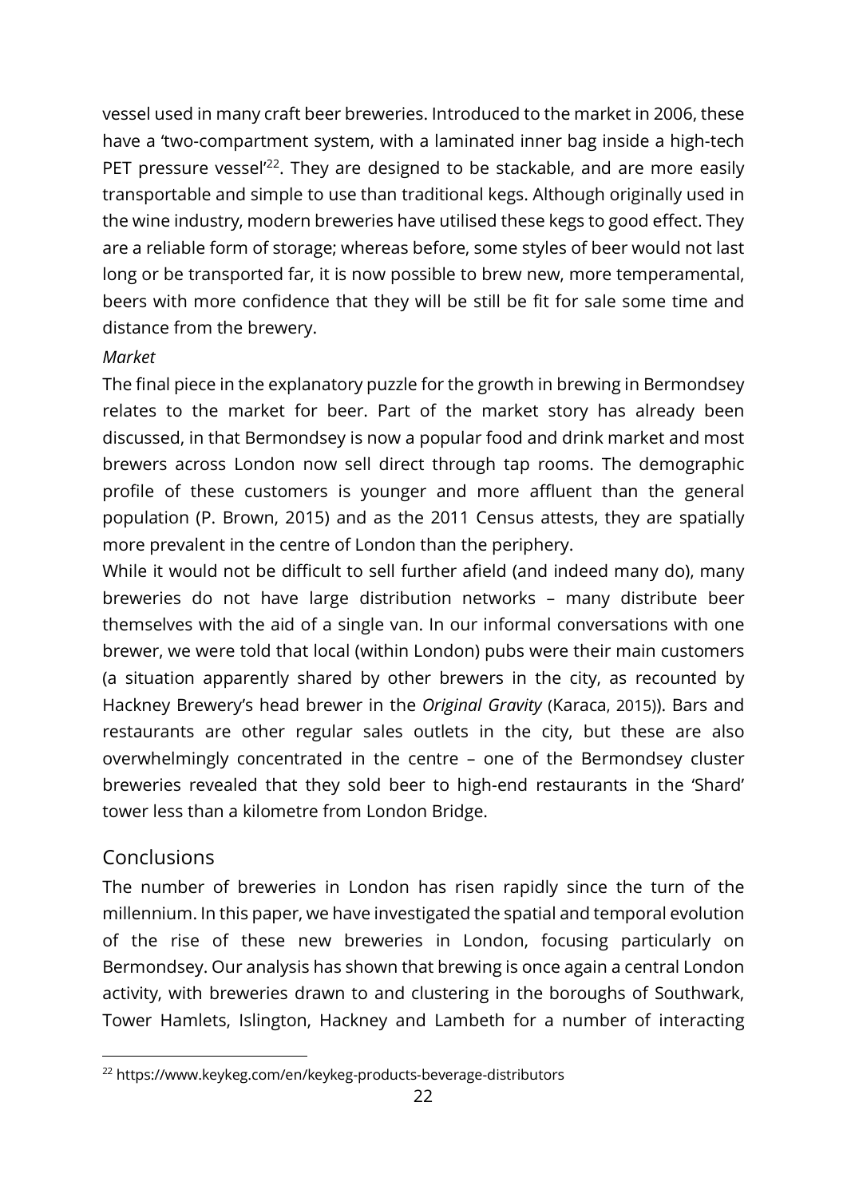vessel used in many craft beer breweries. Introduced to the market in 2006, these have a 'two-compartment system, with a laminated inner bag inside a high-tech PET pressure vessel'[22]. They are designed to be stackable, and are more easily transportable and simple to use than traditional kegs. Although originally used in the wine industry, modern breweries have utilised these kegs to good effect. They are a reliable form of storage; whereas before, some styles of beer would not last long or be transported far, it is now possible to brew new, more temperamental, beers with more confidence that they will be still be fit for sale some time and distance from the brewery.

*Market*

The final piece in the explanatory puzzle for the growth in brewing in Bermondsey relates to the market for beer. Part of the market story has already been discussed, in that Bermondsey is now a popular food and drink market and most brewers across London now sell direct through tap rooms. The demographic profile of these customers is younger and more affluent than the general population (P. Brown, 2015) and as the 2011 Census attests, they are spatially more prevalent in the centre of London than the periphery.

While it would not be difficult to sell further afield (and indeed many do), many breweries do not have large distribution networks – many distribute beer themselves with the aid of a single van. In our informal conversations with one brewer, we were told that local (within London) pubs were their main customers (a situation apparently shared by other brewers in the city, as recounted by Hackney Brewery's head brewer in the *Original Gravity* (Karaca, 2015)). Bars and restaurants are other regular sales outlets in the city, but these are also overwhelmingly concentrated in the centre – one of the Bermondsey cluster breweries revealed that they sold beer to high-end restaurants in the 'Shard' tower less than a kilometre from London Bridge.

## Conclusions

The number of breweries in London has risen rapidly since the turn of the millennium. In this paper, we have investigated the spatial and temporal evolution of the rise of these new breweries in London, focusing particularly on Bermondsey. Our analysis has shown that brewing is once again a central London activity, with breweries drawn to and clustering in the boroughs of Southwark, Tower Hamlets, Islington, Hackney and Lambeth for a number of interacting

---

[22] https://www.keykeg.com/en/keykeg-products-beverage-distributors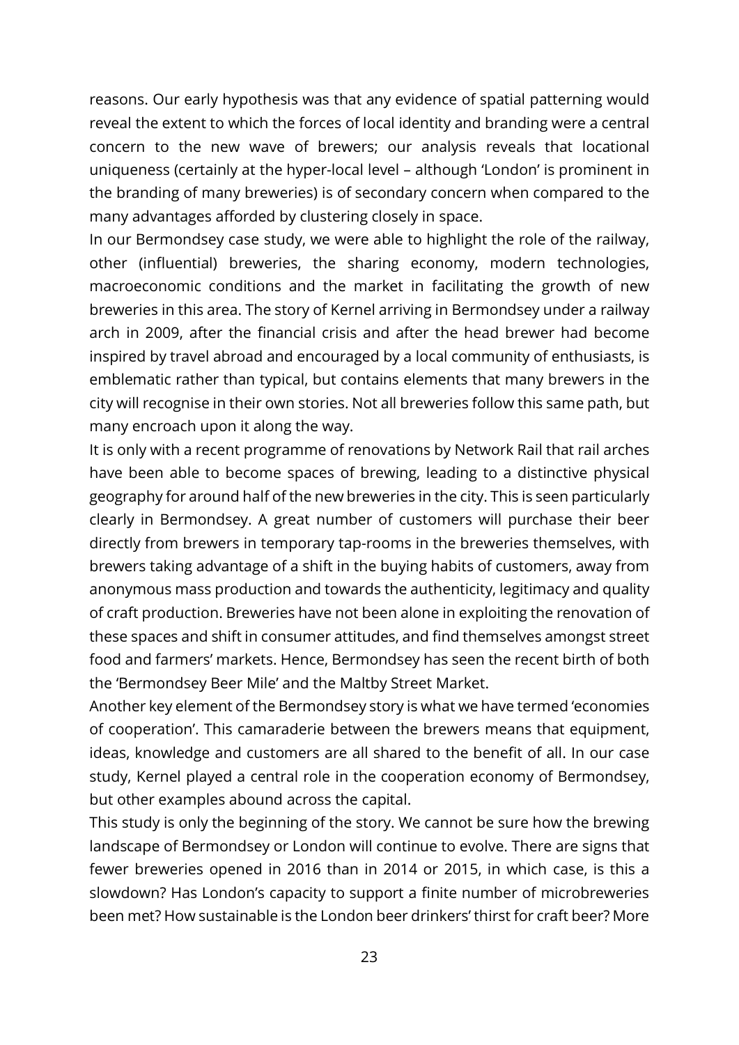reasons. Our early hypothesis was that any evidence of spatial patterning would reveal the extent to which the forces of local identity and branding were a central concern to the new wave of brewers; our analysis reveals that locational uniqueness (certainly at the hyper-local level – although 'London' is prominent in the branding of many breweries) is of secondary concern when compared to the many advantages afforded by clustering closely in space.

In our Bermondsey case study, we were able to highlight the role of the railway, other (influential) breweries, the sharing economy, modern technologies, macroeconomic conditions and the market in facilitating the growth of new breweries in this area. The story of Kernel arriving in Bermondsey under a railway arch in 2009, after the financial crisis and after the head brewer had become inspired by travel abroad and encouraged by a local community of enthusiasts, is emblematic rather than typical, but contains elements that many brewers in the city will recognise in their own stories. Not all breweries follow this same path, but many encroach upon it along the way.

It is only with a recent programme of renovations by Network Rail that rail arches have been able to become spaces of brewing, leading to a distinctive physical geography for around half of the new breweries in the city. This is seen particularly clearly in Bermondsey. A great number of customers will purchase their beer directly from brewers in temporary tap-rooms in the breweries themselves, with brewers taking advantage of a shift in the buying habits of customers, away from anonymous mass production and towards the authenticity, legitimacy and quality of craft production. Breweries have not been alone in exploiting the renovation of these spaces and shift in consumer attitudes, and find themselves amongst street food and farmers' markets. Hence, Bermondsey has seen the recent birth of both the 'Bermondsey Beer Mile' and the Maltby Street Market.

Another key element of the Bermondsey story is what we have termed 'economies of cooperation'. This camaraderie between the brewers means that equipment, ideas, knowledge and customers are all shared to the benefit of all. In our case study, Kernel played a central role in the cooperation economy of Bermondsey, but other examples abound across the capital.

This study is only the beginning of the story. We cannot be sure how the brewing landscape of Bermondsey or London will continue to evolve. There are signs that fewer breweries opened in 2016 than in 2014 or 2015, in which case, is this a slowdown? Has London's capacity to support a finite number of microbreweries been met? How sustainable is the London beer drinkers' thirst for craft beer? More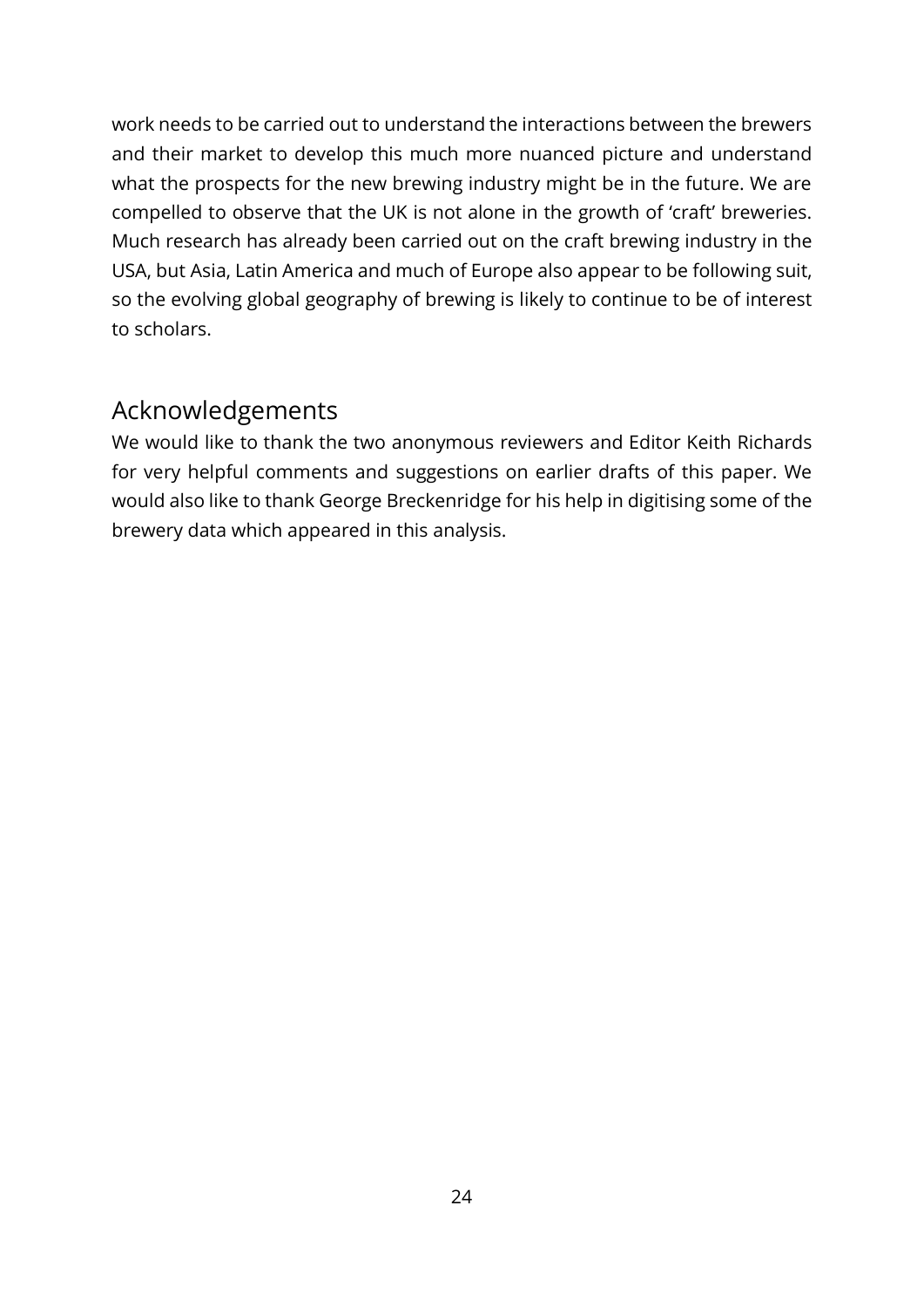work needs to be carried out to understand the interactions between the brewers and their market to develop this much more nuanced picture and understand what the prospects for the new brewing industry might be in the future. We are compelled to observe that the UK is not alone in the growth of 'craft' breweries. Much research has already been carried out on the craft brewing industry in the USA, but Asia, Latin America and much of Europe also appear to be following suit, so the evolving global geography of brewing is likely to continue to be of interest to scholars.

## Acknowledgements

We would like to thank the two anonymous reviewers and Editor Keith Richards for very helpful comments and suggestions on earlier drafts of this paper. We would also like to thank George Breckenridge for his help in digitising some of the brewery data which appeared in this analysis.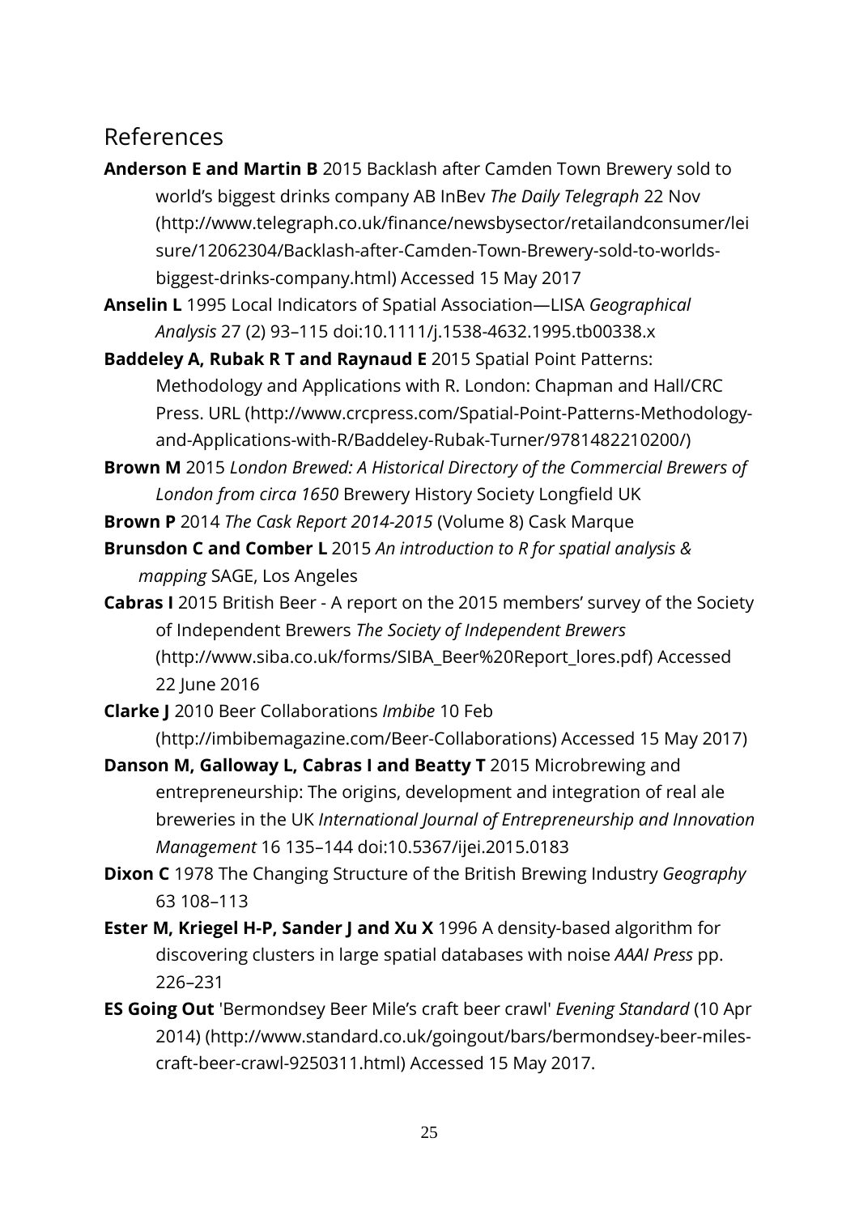## References

**Anderson E and Martin B** 2015 Backlash after Camden Town Brewery sold to world's biggest drinks company AB InBev *The Daily Telegraph* 22 Nov (http://www.telegraph.co.uk/finance/newsbysector/retailandconsumer/leisure/12062304/Backlash-after-Camden-Town-Brewery-sold-to-worlds-biggest-drinks-company.html) Accessed 15 May 2017

**Anselin L** 1995 Local Indicators of Spatial Association—LISA *Geographical Analysis* 27 (2) 93–115 doi:10.1111/j.1538-4632.1995.tb00338.x

**Baddeley A, Rubak R T and Raynaud E** 2015 Spatial Point Patterns: Methodology and Applications with R. London: Chapman and Hall/CRC Press. URL (http://www.crcpress.com/Spatial-Point-Patterns-Methodology-and-Applications-with-R/Baddeley-Rubak-Turner/9781482210200/)

**Brown M** 2015 *London Brewed: A Historical Directory of the Commercial Brewers of London from circa 1650* Brewery History Society Longfield UK

**Brown P** 2014 *The Cask Report 2014-2015* (Volume 8) Cask Marque

**Brunsdon C and Comber L** 2015 *An introduction to R for spatial analysis & mapping* SAGE, Los Angeles

**Cabras I** 2015 British Beer - A report on the 2015 members' survey of the Society of Independent Brewers *The Society of Independent Brewers* (http://www.siba.co.uk/forms/SIBA_Beer%20Report_lores.pdf) Accessed 22 June 2016

**Clarke J** 2010 Beer Collaborations *Imbibe* 10 Feb (http://imbibemagazine.com/Beer-Collaborations) Accessed 15 May 2017)

**Danson M, Galloway L, Cabras I and Beatty T** 2015 Microbrewing and entrepreneurship: The origins, development and integration of real ale breweries in the UK *International Journal of Entrepreneurship and Innovation Management* 16 135–144 doi:10.5367/ijei.2015.0183

**Dixon C** 1978 The Changing Structure of the British Brewing Industry *Geography* 63 108–113

**Ester M, Kriegel H-P, Sander J and Xu X** 1996 A density-based algorithm for discovering clusters in large spatial databases with noise *AAAI Press* pp. 226–231

**ES Going Out** 'Bermondsey Beer Mile's craft beer crawl' *Evening Standard* (10 Apr 2014) (http://www.standard.co.uk/goingout/bars/bermondsey-beer-miles-craft-beer-crawl-9250311.html) Accessed 15 May 2017.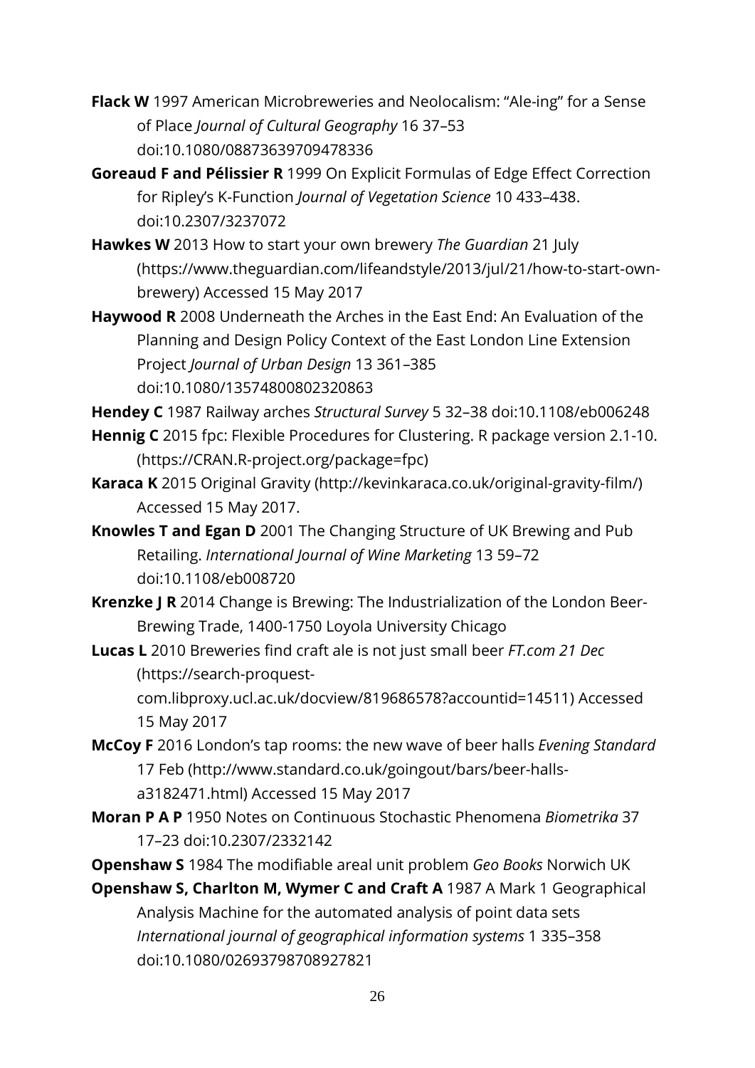**Flack W** 1997 American Microbreweries and Neolocalism: "Ale-ing" for a Sense of Place *Journal of Cultural Geography* 16 37–53 doi:10.1080/08873639709478336

**Goreaud F and Pélissier R** 1999 On Explicit Formulas of Edge Effect Correction for Ripley's K-Function *Journal of Vegetation Science* 10 433–438. doi:10.2307/3237072

**Hawkes W** 2013 How to start your own brewery *The Guardian* 21 July (https://www.theguardian.com/lifeandstyle/2013/jul/21/how-to-start-own-brewery) Accessed 15 May 2017

**Haywood R** 2008 Underneath the Arches in the East End: An Evaluation of the Planning and Design Policy Context of the East London Line Extension Project *Journal of Urban Design* 13 361–385 doi:10.1080/13574800802320863

**Hendey C** 1987 Railway arches *Structural Survey* 5 32–38 doi:10.1108/eb006248

**Hennig C** 2015 fpc: Flexible Procedures for Clustering. R package version 2.1-10. (https://CRAN.R-project.org/package=fpc)

**Karaca K** 2015 Original Gravity (http://kevinkaraca.co.uk/original-gravity-film/) Accessed 15 May 2017.

**Knowles T and Egan D** 2001 The Changing Structure of UK Brewing and Pub Retailing. *International Journal of Wine Marketing* 13 59–72 doi:10.1108/eb008720

**Krenzke J R** 2014 Change is Brewing: The Industrialization of the London Beer-Brewing Trade, 1400-1750 Loyola University Chicago

**Lucas L** 2010 Breweries find craft ale is not just small beer *FT.com 21 Dec* (https://search-proquest-com.libproxy.ucl.ac.uk/docview/819686578?accountid=14511) Accessed 15 May 2017

**McCoy F** 2016 London's tap rooms: the new wave of beer halls *Evening Standard* 17 Feb (http://www.standard.co.uk/goingout/bars/beer-halls-a3182471.html) Accessed 15 May 2017

**Moran P A P** 1950 Notes on Continuous Stochastic Phenomena *Biometrika* 37 17–23 doi:10.2307/2332142

**Openshaw S** 1984 The modifiable areal unit problem *Geo Books* Norwich UK

**Openshaw S, Charlton M, Wymer C and Craft A** 1987 A Mark 1 Geographical Analysis Machine for the automated analysis of point data sets *International journal of geographical information systems* 1 335–358 doi:10.1080/02693798708927821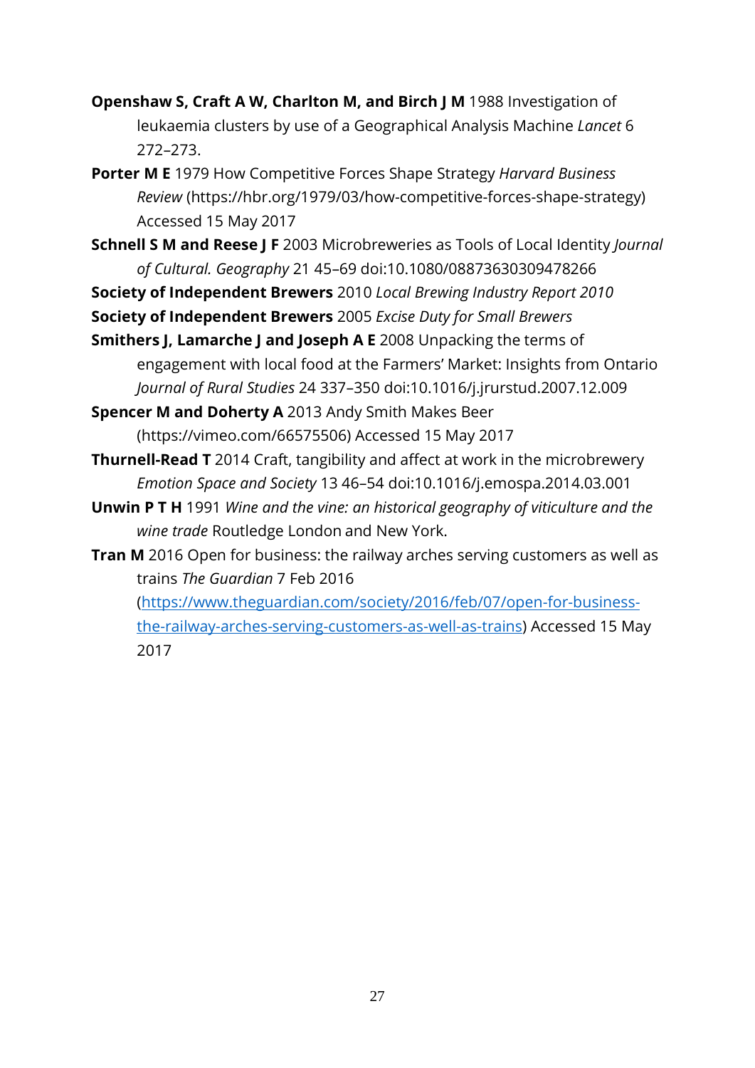**Openshaw S, Craft A W, Charlton M, and Birch J M** 1988 Investigation of leukaemia clusters by use of a Geographical Analysis Machine *Lancet* 6 272–273.

**Porter M E** 1979 How Competitive Forces Shape Strategy *Harvard Business Review* (https://hbr.org/1979/03/how-competitive-forces-shape-strategy) Accessed 15 May 2017

**Schnell S M and Reese J F** 2003 Microbreweries as Tools of Local Identity *Journal of Cultural. Geography* 21 45–69 doi:10.1080/08873630309478266

**Society of Independent Brewers** 2010 *Local Brewing Industry Report 2010*

**Society of Independent Brewers** 2005 *Excise Duty for Small Brewers*

**Smithers J, Lamarche J and Joseph A E** 2008 Unpacking the terms of engagement with local food at the Farmers' Market: Insights from Ontario *Journal of Rural Studies* 24 337–350 doi:10.1016/j.jrurstud.2007.12.009

**Spencer M and Doherty A** 2013 Andy Smith Makes Beer (https://vimeo.com/66575506) Accessed 15 May 2017

**Thurnell-Read T** 2014 Craft, tangibility and affect at work in the microbrewery *Emotion Space and Society* 13 46–54 doi:10.1016/j.emospa.2014.03.001

**Unwin P T H** 1991 *Wine and the vine: an historical geography of viticulture and the wine trade* Routledge London and New York.

**Tran M** 2016 Open for business: the railway arches serving customers as well as trains *The Guardian* 7 Feb 2016 (https://www.theguardian.com/society/2016/feb/07/open-for-business-the-railway-arches-serving-customers-as-well-as-trains) Accessed 15 May 2017